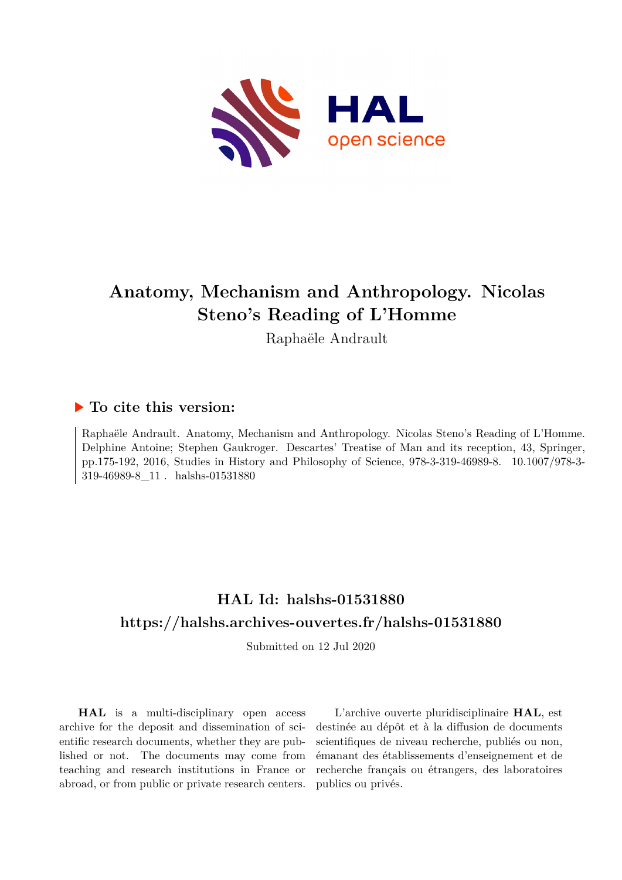# Anatomy, Mechanism and Anthropology. Nicolas Steno's Reading of L'Homme

Raphaële Andrault

## ▶ To cite this version:

Raphaële Andrault. Anatomy, Mechanism and Anthropology. Nicolas Steno's Reading of L'Homme. Delphine Antoine; Stephen Gaukroger. Descartes' Treatise of Man and its reception, 43, Springer, pp.175-192, 2016, Studies in History and Philosophy of Science, 978-3-319-46989-8. 10.1007/978-3-319-46989-8_11 . halshs-01531880

## HAL Id: halshs-01531880

## https://halshs.archives-ouvertes.fr/halshs-01531880

Submitted on 12 Jul 2020

**HAL** is a multi-disciplinary open access archive for the deposit and dissemination of scientific research documents, whether they are published or not. The documents may come from teaching and research institutions in France or abroad, or from public or private research centers.

L'archive ouverte pluridisciplinaire **HAL**, est destinée au dépôt et à la diffusion de documents scientifiques de niveau recherche, publiés ou non, émanant des établissements d'enseignement et de recherche français ou étrangers, des laboratoires publics ou privés.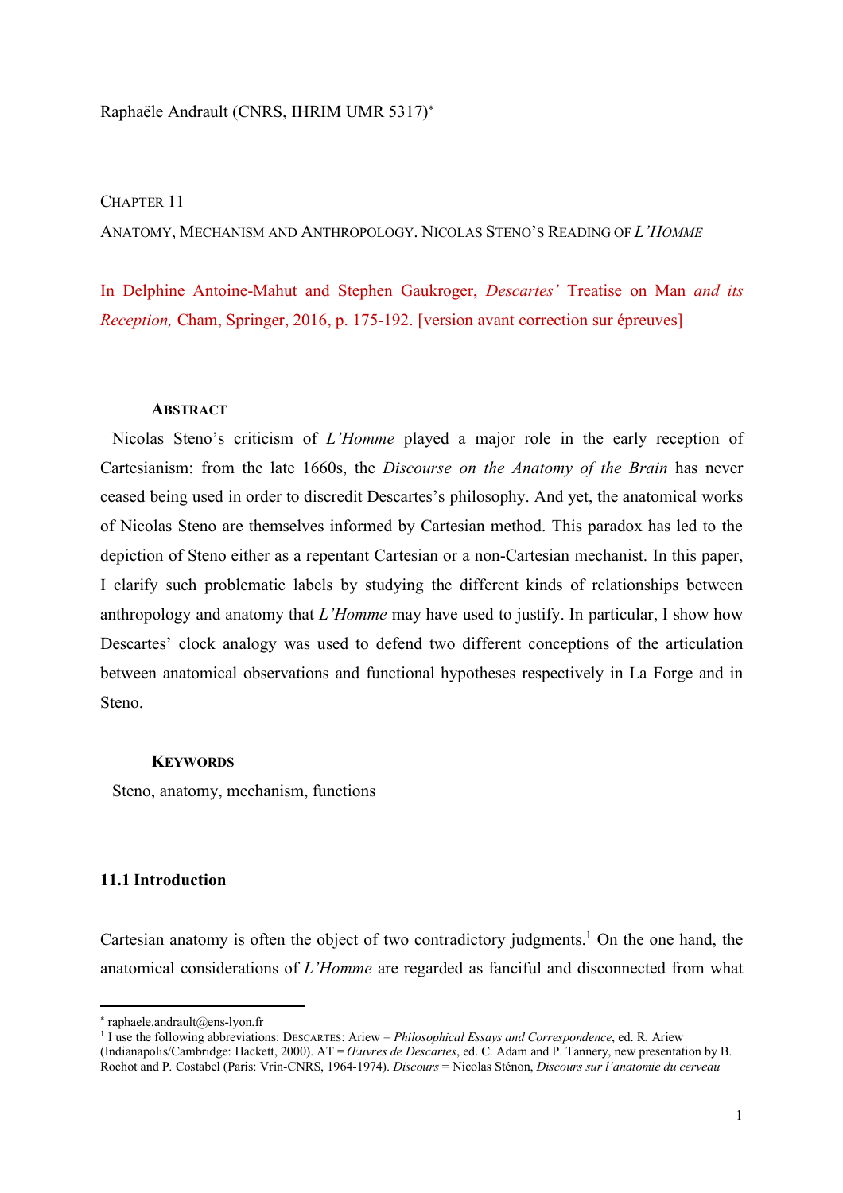Raphaële Andrault (CNRS, IHRIM UMR 5317)*

CHAPTER 11

ANATOMY, MECHANISM AND ANTHROPOLOGY. NICOLAS STENO'S READING OF *L'HOMME*

In Delphine Antoine-Mahut and Stephen Gaukroger, *Descartes'* Treatise on Man *and its Reception,* Cham, Springer, 2016, p. 175-192. [version avant correction sur épreuves]

#### ABSTRACT

Nicolas Steno's criticism of *L'Homme* played a major role in the early reception of Cartesianism: from the late 1660s, the *Discourse on the Anatomy of the Brain* has never ceased being used in order to discredit Descartes's philosophy. And yet, the anatomical works of Nicolas Steno are themselves informed by Cartesian method. This paradox has led to the depiction of Steno either as a repentant Cartesian or a non-Cartesian mechanist. In this paper, I clarify such problematic labels by studying the different kinds of relationships between anthropology and anatomy that *L'Homme* may have used to justify. In particular, I show how Descartes' clock analogy was used to defend two different conceptions of the articulation between anatomical observations and functional hypotheses respectively in La Forge and in Steno.

#### KEYWORDS

Steno, anatomy, mechanism, functions

### 11.1 Introduction

Cartesian anatomy is often the object of two contradictory judgments.[1] On the one hand, the anatomical considerations of *L'Homme* are regarded as fanciful and disconnected from what

---

* raphaele.andrault@ens-lyon.fr

[1] I use the following abbreviations: DESCARTES: Ariew = *Philosophical Essays and Correspondence*, ed. R. Ariew (Indianapolis/Cambridge: Hackett, 2000). AT = *Œuvres de Descartes*, ed. C. Adam and P. Tannery, new presentation by B. Rochot and P. Costabel (Paris: Vrin-CNRS, 1964-1974). *Discours* = Nicolas Sténon, *Discours sur l'anatomie du cerveau*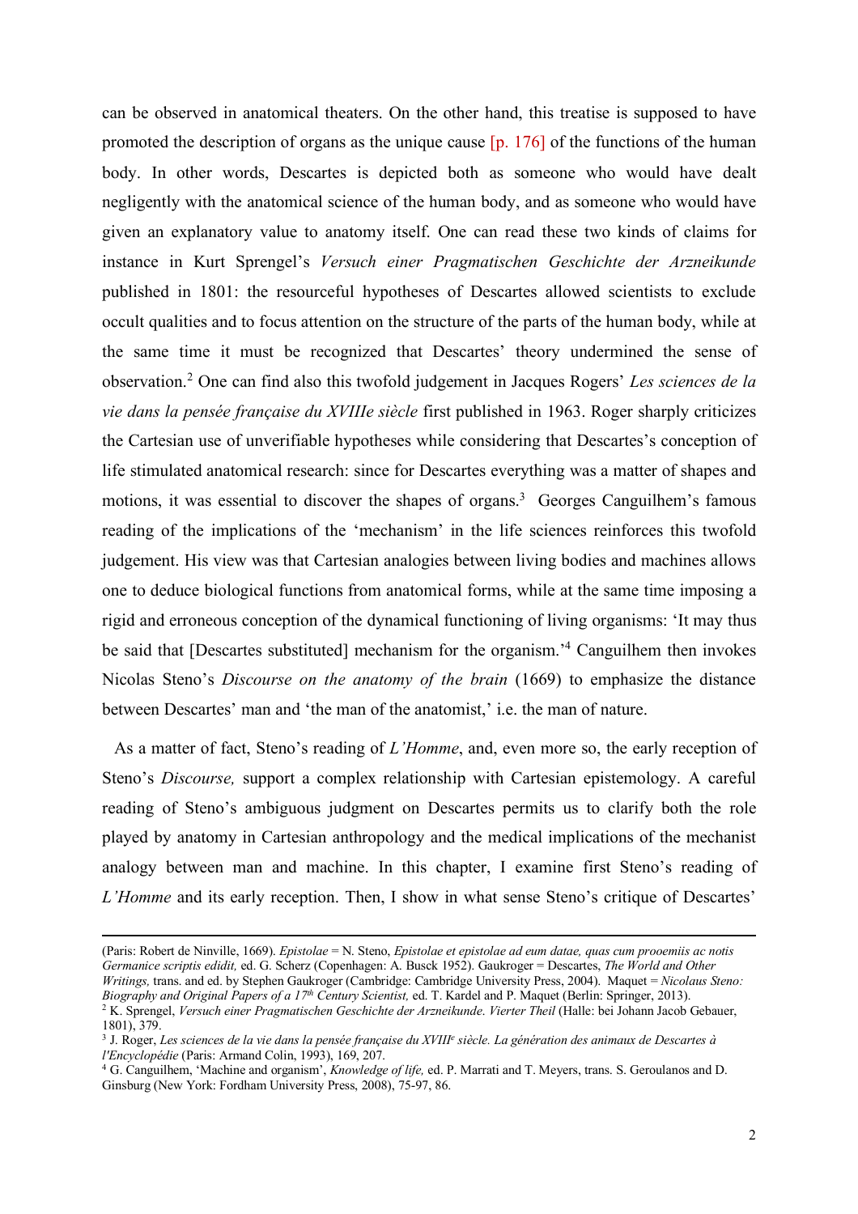can be observed in anatomical theaters. On the other hand, this treatise is supposed to have promoted the description of organs as the unique cause [p. 176] of the functions of the human body. In other words, Descartes is depicted both as someone who would have dealt negligently with the anatomical science of the human body, and as someone who would have given an explanatory value to anatomy itself. One can read these two kinds of claims for instance in Kurt Sprengel's *Versuch einer Pragmatischen Geschichte der Arzneikunde* published in 1801: the resourceful hypotheses of Descartes allowed scientists to exclude occult qualities and to focus attention on the structure of the parts of the human body, while at the same time it must be recognized that Descartes' theory undermined the sense of observation.[2] One can find also this twofold judgement in Jacques Rogers' *Les sciences de la vie dans la pensée française du XVIIIe siècle* first published in 1963. Roger sharply criticizes the Cartesian use of unverifiable hypotheses while considering that Descartes's conception of life stimulated anatomical research: since for Descartes everything was a matter of shapes and motions, it was essential to discover the shapes of organs.[3] Georges Canguilhem's famous reading of the implications of the 'mechanism' in the life sciences reinforces this twofold judgement. His view was that Cartesian analogies between living bodies and machines allows one to deduce biological functions from anatomical forms, while at the same time imposing a rigid and erroneous conception of the dynamical functioning of living organisms: 'It may thus be said that [Descartes substituted] mechanism for the organism.'[4] Canguilhem then invokes Nicolas Steno's *Discourse on the anatomy of the brain* (1669) to emphasize the distance between Descartes' man and 'the man of the anatomist,' i.e. the man of nature.

As a matter of fact, Steno's reading of *L'Homme*, and, even more so, the early reception of Steno's *Discourse,* support a complex relationship with Cartesian epistemology. A careful reading of Steno's ambiguous judgment on Descartes permits us to clarify both the role played by anatomy in Cartesian anthropology and the medical implications of the mechanist analogy between man and machine. In this chapter, I examine first Steno's reading of *L'Homme* and its early reception. Then, I show in what sense Steno's critique of Descartes'

---

(Paris: Robert de Ninville, 1669). *Epistolae* = N. Steno, *Epistolae et epistolae ad eum datae, quas cum prooemiis ac notis Germanice scriptis edidit,* ed. G. Scherz (Copenhagen: A. Busck 1952). Gaukroger = Descartes, *The World and Other Writings,* trans. and ed. by Stephen Gaukroger (Cambridge: Cambridge University Press, 2004). Maquet = *Nicolaus Steno: Biography and Original Papers of a 17th Century Scientist,* ed. T. Kardel and P. Maquet (Berlin: Springer, 2013).

[2] K. Sprengel, *Versuch einer Pragmatischen Geschichte der Arzneikunde. Vierter Theil* (Halle: bei Johann Jacob Gebauer, 1801), 379.

[3] J. Roger, *Les sciences de la vie dans la pensée française du XVIIIe siècle. La génération des animaux de Descartes à l'Encyclopédie* (Paris: Armand Colin, 1993), 169, 207.

[4] G. Canguilhem, 'Machine and organism', *Knowledge of life,* ed. P. Marrati and T. Meyers, trans. S. Geroulanos and D. Ginsburg (New York: Fordham University Press, 2008), 75-97, 86.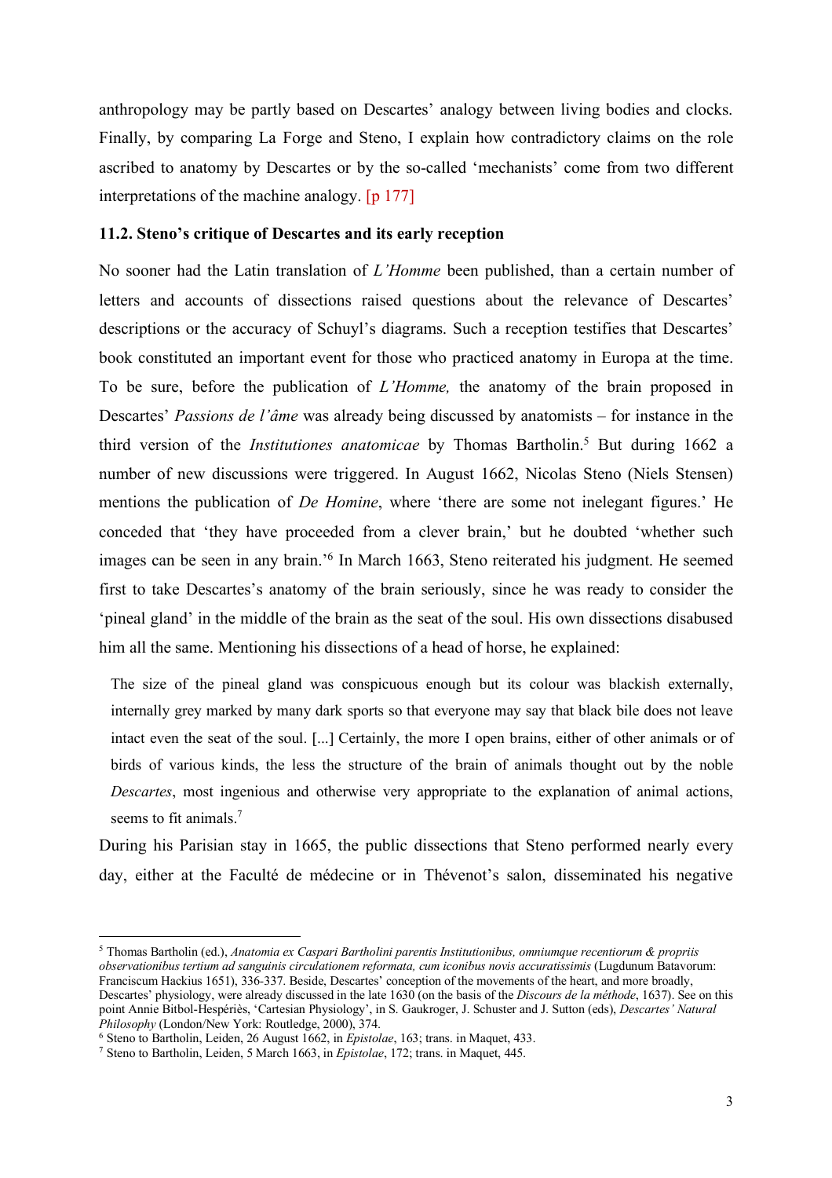anthropology may be partly based on Descartes' analogy between living bodies and clocks. Finally, by comparing La Forge and Steno, I explain how contradictory claims on the role ascribed to anatomy by Descartes or by the so-called 'mechanists' come from two different interpretations of the machine analogy. [p 177]

### 11.2. Steno's critique of Descartes and its early reception

No sooner had the Latin translation of *L'Homme* been published, than a certain number of letters and accounts of dissections raised questions about the relevance of Descartes' descriptions or the accuracy of Schuyl's diagrams. Such a reception testifies that Descartes' book constituted an important event for those who practiced anatomy in Europa at the time. To be sure, before the publication of *L'Homme,* the anatomy of the brain proposed in Descartes' *Passions de l'âme* was already being discussed by anatomists – for instance in the third version of the *Institutiones anatomicae* by Thomas Bartholin.[5] But during 1662 a number of new discussions were triggered. In August 1662, Nicolas Steno (Niels Stensen) mentions the publication of *De Homine*, where 'there are some not inelegant figures.' He conceded that 'they have proceeded from a clever brain,' but he doubted 'whether such images can be seen in any brain.'[6] In March 1663, Steno reiterated his judgment. He seemed first to take Descartes's anatomy of the brain seriously, since he was ready to consider the 'pineal gland' in the middle of the brain as the seat of the soul. His own dissections disabused him all the same. Mentioning his dissections of a head of horse, he explained:

> The size of the pineal gland was conspicuous enough but its colour was blackish externally, internally grey marked by many dark sports so that everyone may say that black bile does not leave intact even the seat of the soul. [...] Certainly, the more I open brains, either of other animals or of birds of various kinds, the less the structure of the brain of animals thought out by the noble *Descartes*, most ingenious and otherwise very appropriate to the explanation of animal actions, seems to fit animals.[7]

During his Parisian stay in 1665, the public dissections that Steno performed nearly every day, either at the Faculté de médecine or in Thévenot's salon, disseminated his negative

---

[5] Thomas Bartholin (ed.), *Anatomia ex Caspari Bartholini parentis Institutionibus, omniumque recentiorum & propriis observationibus tertium ad sanguinis circulationem reformata, cum iconibus novis accuratissimis* (Lugdunum Batavorum: Franciscum Hackius 1651), 336-337. Beside, Descartes' conception of the movements of the heart, and more broadly, Descartes' physiology, were already discussed in the late 1630 (on the basis of the *Discours de la méthode*, 1637). See on this point Annie Bitbol-Hespériès, 'Cartesian Physiology', in S. Gaukroger, J. Schuster and J. Sutton (eds), *Descartes' Natural Philosophy* (London/New York: Routledge, 2000), 374.

[6] Steno to Bartholin, Leiden, 26 August 1662, in *Epistolae*, 163; trans. in Maquet, 433.

[7] Steno to Bartholin, Leiden, 5 March 1663, in *Epistolae*, 172; trans. in Maquet, 445.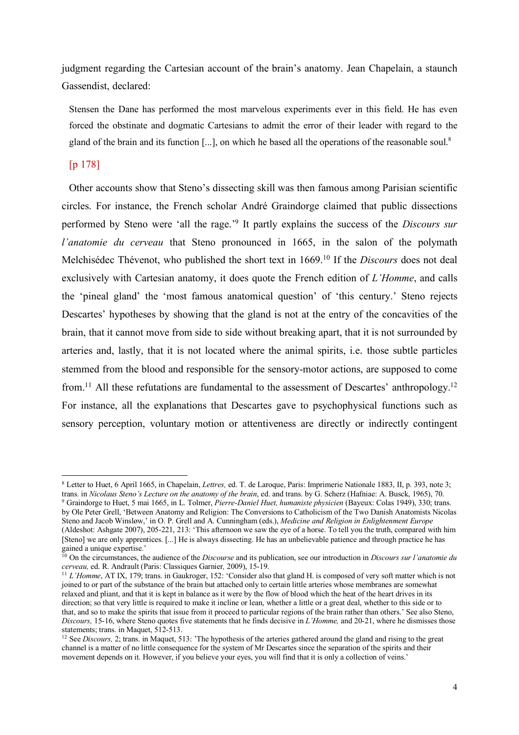judgment regarding the Cartesian account of the brain's anatomy. Jean Chapelain, a staunch Gassendist, declared:

> Stensen the Dane has performed the most marvelous experiments ever in this field. He has even forced the obstinate and dogmatic Cartesians to admit the error of their leader with regard to the gland of the brain and its function [...], on which he based all the operations of the reasonable soul.[8]

[p 178]

Other accounts show that Steno's dissecting skill was then famous among Parisian scientific circles. For instance, the French scholar André Graindorge claimed that public dissections performed by Steno were 'all the rage.'[9] It partly explains the success of the *Discours sur l'anatomie du cerveau* that Steno pronounced in 1665, in the salon of the polymath Melchisédec Thévenot, who published the short text in 1669.[10] If the *Discours* does not deal exclusively with Cartesian anatomy, it does quote the French edition of *L'Homme*, and calls the 'pineal gland' the 'most famous anatomical question' of 'this century.' Steno rejects Descartes' hypotheses by showing that the gland is not at the entry of the concavities of the brain, that it cannot move from side to side without breaking apart, that it is not surrounded by arteries and, lastly, that it is not located where the animal spirits, i.e. those subtle particles stemmed from the blood and responsible for the sensory-motor actions, are supposed to come from.[11] All these refutations are fundamental to the assessment of Descartes' anthropology.[12] For instance, all the explanations that Descartes gave to psychophysical functions such as sensory perception, voluntary motion or attentiveness are directly or indirectly contingent

---

[8] Letter to Huet, 6 April 1665, in Chapelain, *Lettres,* ed. T. de Laroque, Paris: Imprimerie Nationale 1883, II, p. 393, note 3; trans. in *Nicolaus Steno's Lecture on the anatomy of the brain*, ed. and trans. by G. Scherz (Hafniae: A. Busck, 1965), 70.

[9] Graindorge to Huet, 5 mai 1665, in L. Tolmer, *Pierre-Daniel Huet, humaniste physicien* (Bayeux: Colas 1949), 330; trans. by Ole Peter Grell, 'Between Anatomy and Religion: The Conversions to Catholicism of the Two Danish Anatomists Nicolas Steno and Jacob Winsløw,' in O. P. Grell and A. Cunningham (eds.), *Medicine and Religion in Enlightenment Europe* (Aldeshot: Ashgate 2007), 205-221, 213: 'This afternoon we saw the eye of a horse. To tell you the truth, compared with him [Steno] we are only apprentices. [...] He is always dissecting. He has an unbelievable patience and through practice he has gained a unique expertise.'

[10] On the circumstances, the audience of the *Discourse* and its publication, see our introduction in *Discours sur l'anatomie du cerveau,* ed. R. Andrault (Paris: Classiques Garnier*,* 2009), 15-19.

[11] *L'Homme*, AT IX, 179; trans. in Gaukroger, 152: 'Consider also that gland H. is composed of very soft matter which is not joined to or part of the substance of the brain but attached only to certain little arteries whose membranes are somewhat relaxed and pliant, and that it is kept in balance as it were by the flow of blood which the heat of the heart drives in its direction; so that very little is required to make it incline or lean, whether a little or a great deal, whether to this side or to that, and so to make the spirits that issue from it proceed to particular regions of the brain rather than others.' See also Steno, *Discours,* 15-16, where Steno quotes five statements that he finds decisive in *L'Homme,* and 20-21, where he dismisses those statements; trans. in Maquet, 512-513.

[12] See *Discours,* 2; trans. in Maquet, 513: 'The hypothesis of the arteries gathered around the gland and rising to the great channel is a matter of no little consequence for the system of Mr Descartes since the separation of the spirits and their movement depends on it. However, if you believe your eyes, you will find that it is only a collection of veins.'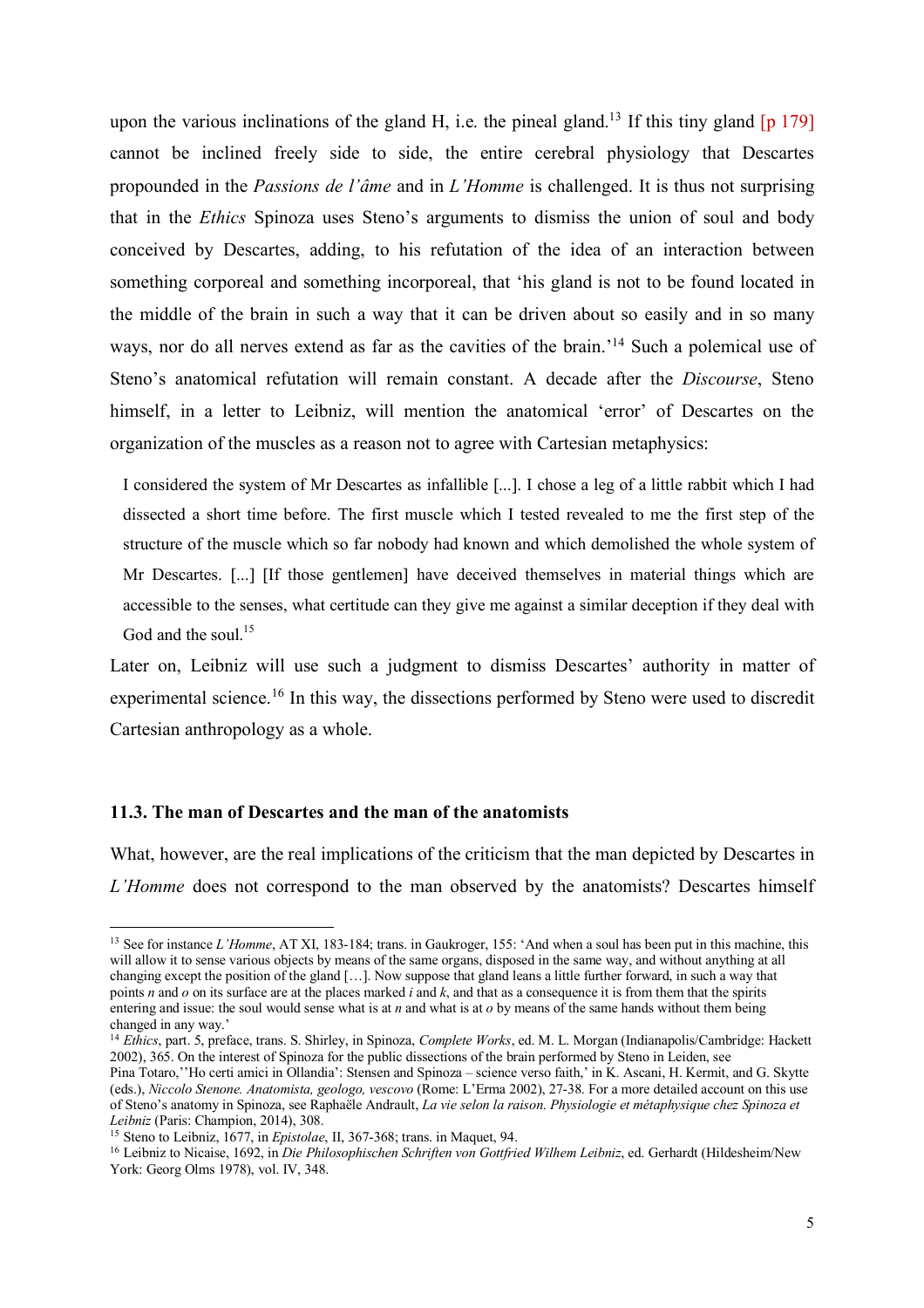upon the various inclinations of the gland H, i.e. the pineal gland.[13] If this tiny gland [p 179] cannot be inclined freely side to side, the entire cerebral physiology that Descartes propounded in the *Passions de l'âme* and in *L'Homme* is challenged. It is thus not surprising that in the *Ethics* Spinoza uses Steno's arguments to dismiss the union of soul and body conceived by Descartes, adding, to his refutation of the idea of an interaction between something corporeal and something incorporeal, that 'his gland is not to be found located in the middle of the brain in such a way that it can be driven about so easily and in so many ways, nor do all nerves extend as far as the cavities of the brain.'[14] Such a polemical use of Steno's anatomical refutation will remain constant. A decade after the *Discourse*, Steno himself, in a letter to Leibniz, will mention the anatomical 'error' of Descartes on the organization of the muscles as a reason not to agree with Cartesian metaphysics:

> I considered the system of Mr Descartes as infallible [...]. I chose a leg of a little rabbit which I had dissected a short time before. The first muscle which I tested revealed to me the first step of the structure of the muscle which so far nobody had known and which demolished the whole system of Mr Descartes. [...] [If those gentlemen] have deceived themselves in material things which are accessible to the senses, what certitude can they give me against a similar deception if they deal with God and the soul.[15]

Later on, Leibniz will use such a judgment to dismiss Descartes' authority in matter of experimental science.[16] In this way, the dissections performed by Steno were used to discredit Cartesian anthropology as a whole.

### 11.3. The man of Descartes and the man of the anatomists

What, however, are the real implications of the criticism that the man depicted by Descartes in *L'Homme* does not correspond to the man observed by the anatomists? Descartes himself

---

[13] See for instance *L'Homme*, AT XI, 183-184; trans. in Gaukroger, 155: 'And when a soul has been put in this machine, this will allow it to sense various objects by means of the same organs, disposed in the same way, and without anything at all changing except the position of the gland […]. Now suppose that gland leans a little further forward, in such a way that points *n* and *o* on its surface are at the places marked *i* and *k*, and that as a consequence it is from them that the spirits entering and issue: the soul would sense what is at *n* and what is at *o* by means of the same hands without them being changed in any way.'

[14] *Ethics*, part. 5, preface, trans. S. Shirley, in Spinoza, *Complete Works*, ed. M. L. Morgan (Indianapolis/Cambridge: Hackett 2002), 365. On the interest of Spinoza for the public dissections of the brain performed by Steno in Leiden, see Pina Totaro,''Ho certi amici in Ollandia': Stensen and Spinoza – science verso faith,' in K. Ascani, H. Kermit, and G. Skytte (eds.), *Niccolo Stenone. Anatomista, geologo, vescovo* (Rome: L'Erma 2002), 27-38. For a more detailed account on this use of Steno's anatomy in Spinoza, see Raphaële Andrault, *La vie selon la raison. Physiologie et métaphysique chez Spinoza et Leibniz* (Paris: Champion, 2014), 308.

[15] Steno to Leibniz, 1677, in *Epistolae*, II, 367-368; trans. in Maquet, 94.

[16] Leibniz to Nicaise, 1692, in *Die Philosophischen Schriften von Gottfried Wilhem Leibniz*, ed. Gerhardt (Hildesheim/New York: Georg Olms 1978), vol. IV, 348.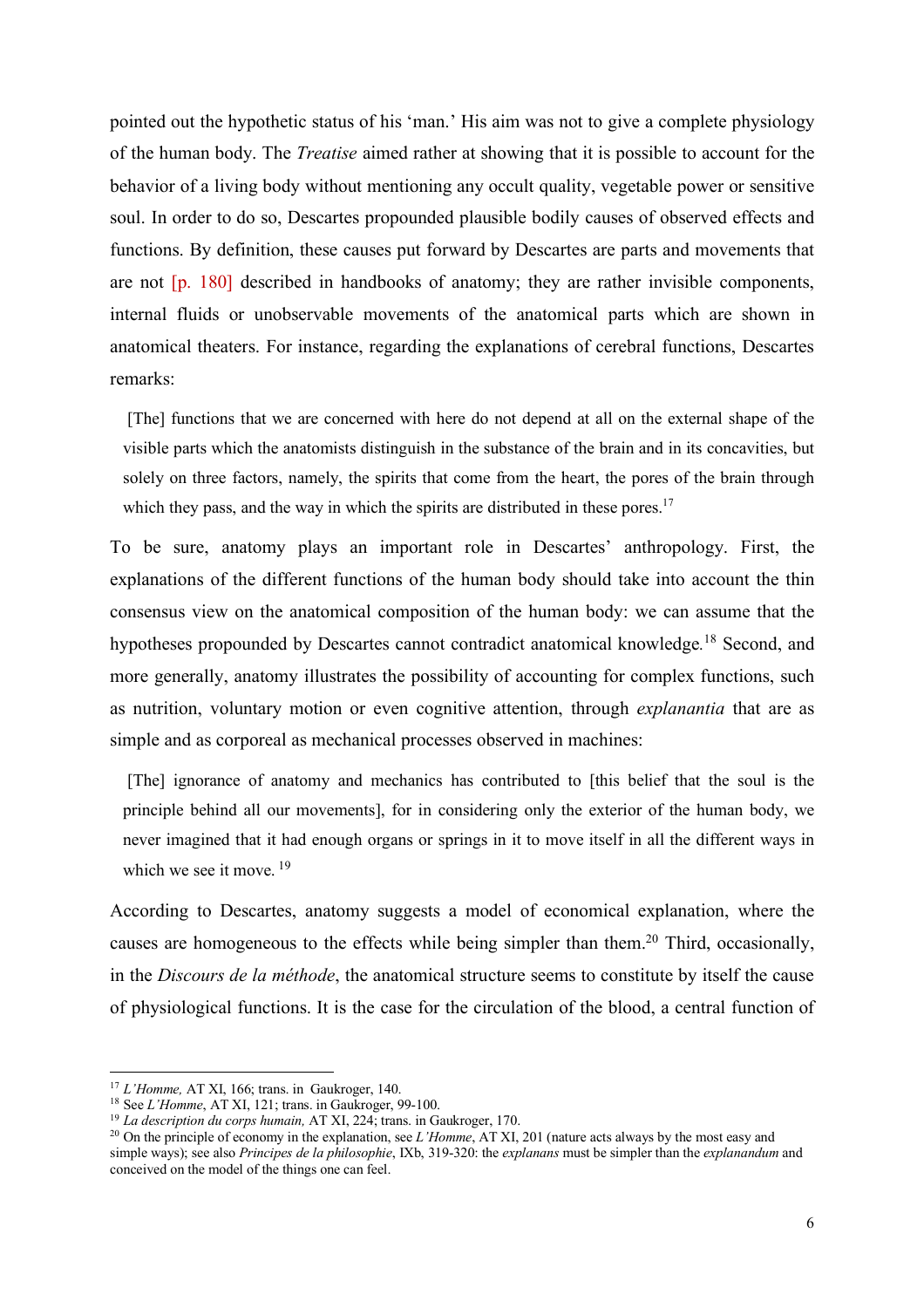pointed out the hypothetic status of his 'man.' His aim was not to give a complete physiology of the human body. The *Treatise* aimed rather at showing that it is possible to account for the behavior of a living body without mentioning any occult quality, vegetable power or sensitive soul. In order to do so, Descartes propounded plausible bodily causes of observed effects and functions. By definition, these causes put forward by Descartes are parts and movements that are not [p. 180] described in handbooks of anatomy; they are rather invisible components, internal fluids or unobservable movements of the anatomical parts which are shown in anatomical theaters. For instance, regarding the explanations of cerebral functions, Descartes remarks:

> [The] functions that we are concerned with here do not depend at all on the external shape of the visible parts which the anatomists distinguish in the substance of the brain and in its concavities, but solely on three factors, namely, the spirits that come from the heart, the pores of the brain through which they pass, and the way in which the spirits are distributed in these pores.[17]

To be sure, anatomy plays an important role in Descartes' anthropology. First, the explanations of the different functions of the human body should take into account the thin consensus view on the anatomical composition of the human body: we can assume that the hypotheses propounded by Descartes cannot contradict anatomical knowledge.[18] Second, and more generally, anatomy illustrates the possibility of accounting for complex functions, such as nutrition, voluntary motion or even cognitive attention, through *explanantia* that are as simple and as corporeal as mechanical processes observed in machines:

> [The] ignorance of anatomy and mechanics has contributed to [this belief that the soul is the principle behind all our movements], for in considering only the exterior of the human body, we never imagined that it had enough organs or springs in it to move itself in all the different ways in which we see it move. [19]

According to Descartes, anatomy suggests a model of economical explanation, where the causes are homogeneous to the effects while being simpler than them.[20] Third, occasionally, in the *Discours de la méthode*, the anatomical structure seems to constitute by itself the cause of physiological functions. It is the case for the circulation of the blood, a central function of

---

[17] *L'Homme,* AT XI, 166; trans. in Gaukroger, 140.

[18] See *L'Homme*, AT XI, 121; trans. in Gaukroger, 99-100.

[19] *La description du corps humain,* AT XI, 224; trans. in Gaukroger, 170.

[20] On the principle of economy in the explanation, see *L'Homme*, AT XI, 201 (nature acts always by the most easy and simple ways); see also *Principes de la philosophie*, IXb, 319-320: the *explanans* must be simpler than the *explanandum* and conceived on the model of the things one can feel.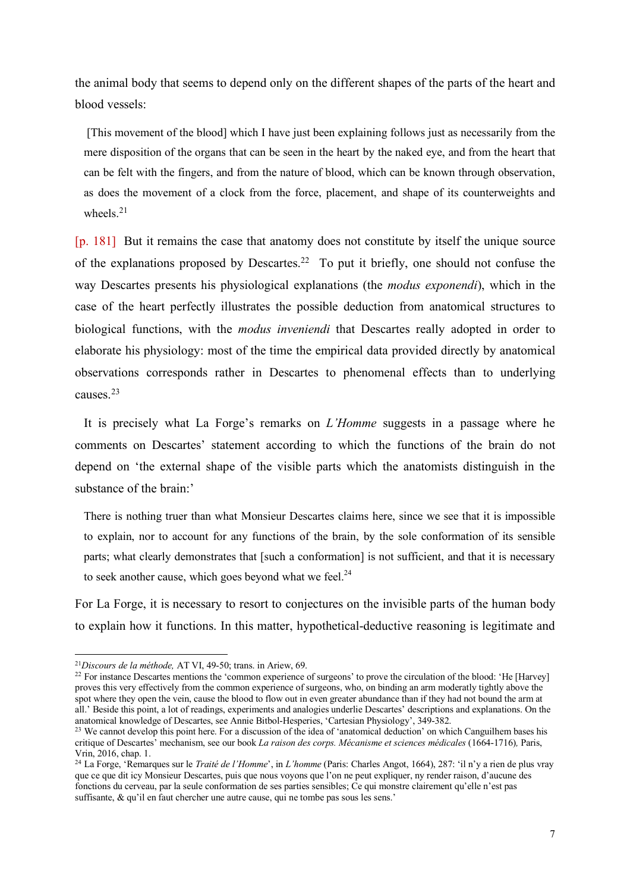the animal body that seems to depend only on the different shapes of the parts of the heart and blood vessels:

> [This movement of the blood] which I have just been explaining follows just as necessarily from the mere disposition of the organs that can be seen in the heart by the naked eye, and from the heart that can be felt with the fingers, and from the nature of blood, which can be known through observation, as does the movement of a clock from the force, placement, and shape of its counterweights and wheels.[21]

[p. 181] But it remains the case that anatomy does not constitute by itself the unique source of the explanations proposed by Descartes.[22] To put it briefly, one should not confuse the way Descartes presents his physiological explanations (the *modus exponendi*), which in the case of the heart perfectly illustrates the possible deduction from anatomical structures to biological functions, with the *modus inveniendi* that Descartes really adopted in order to elaborate his physiology: most of the time the empirical data provided directly by anatomical observations corresponds rather in Descartes to phenomenal effects than to underlying causes.[23]

It is precisely what La Forge's remarks on *L'Homme* suggests in a passage where he comments on Descartes' statement according to which the functions of the brain do not depend on 'the external shape of the visible parts which the anatomists distinguish in the substance of the brain:'

> There is nothing truer than what Monsieur Descartes claims here, since we see that it is impossible to explain, nor to account for any functions of the brain, by the sole conformation of its sensible parts; what clearly demonstrates that [such a conformation] is not sufficient, and that it is necessary to seek another cause, which goes beyond what we feel.[24]

For La Forge, it is necessary to resort to conjectures on the invisible parts of the human body to explain how it functions. In this matter, hypothetical-deductive reasoning is legitimate and

---

[21] *Discours de la méthode,* AT VI, 49-50; trans. in Ariew, 69.

[22] For instance Descartes mentions the 'common experience of surgeons' to prove the circulation of the blood: 'He [Harvey] proves this very effectively from the common experience of surgeons, who, on binding an arm moderately tightly above the spot where they open the vein, cause the blood to flow out in even greater abundance than if they had not bound the arm at all.' Beside this point, a lot of readings, experiments and analogies underlie Descartes' descriptions and explanations. On the anatomical knowledge of Descartes, see Annie Bitbol-Hesperies, 'Cartesian Physiology', 349-382.

[23] We cannot develop this point here. For a discussion of the idea of 'anatomical deduction' on which Canguilhem bases his critique of Descartes' mechanism, see our book *La raison des corps. Mécanisme et sciences médicales* (1664-1716)*,* Paris, Vrin, 2016, chap. 1.

[24] La Forge, 'Remarques sur le *Traité de l'Homme*', in *L'homme* (Paris: Charles Angot, 1664), 287: 'il n'y a rien de plus vray que ce que dit icy Monsieur Descartes, puis que nous voyons que l'on ne peut expliquer, ny render raison, d'aucune des fonctions du cerveau, par la seule conformation de ses parties sensibles; Ce qui monstre clairement qu'elle n'est pas suffisante, & qu'il en faut chercher une autre cause, qui ne tombe pas sous les sens.'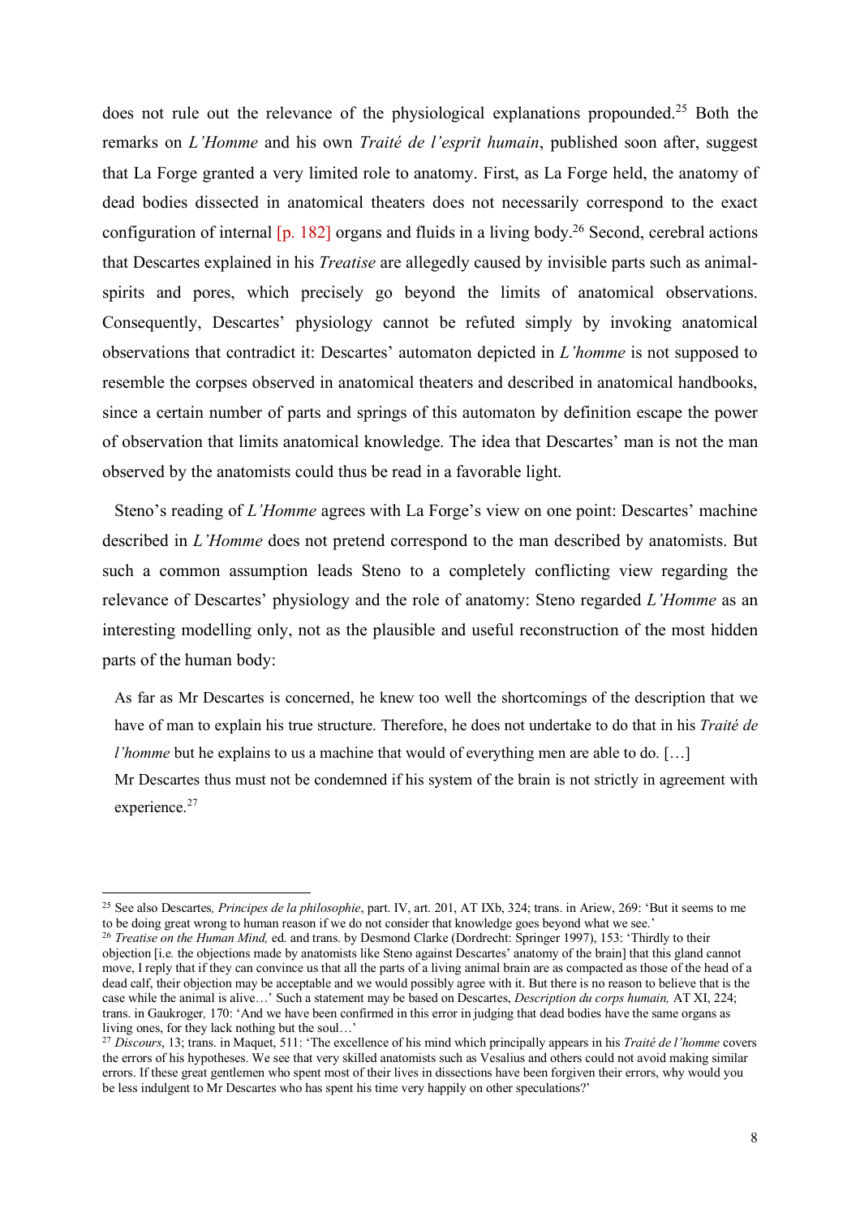does not rule out the relevance of the physiological explanations propounded.[25] Both the remarks on *L'Homme* and his own *Traité de l'esprit humain*, published soon after, suggest that La Forge granted a very limited role to anatomy. First, as La Forge held, the anatomy of dead bodies dissected in anatomical theaters does not necessarily correspond to the exact configuration of internal [p. 182] organs and fluids in a living body.[26] Second, cerebral actions that Descartes explained in his *Treatise* are allegedly caused by invisible parts such as animal-spirits and pores, which precisely go beyond the limits of anatomical observations. Consequently, Descartes' physiology cannot be refuted simply by invoking anatomical observations that contradict it: Descartes' automaton depicted in *L'homme* is not supposed to resemble the corpses observed in anatomical theaters and described in anatomical handbooks, since a certain number of parts and springs of this automaton by definition escape the power of observation that limits anatomical knowledge. The idea that Descartes' man is not the man observed by the anatomists could thus be read in a favorable light.

Steno's reading of *L'Homme* agrees with La Forge's view on one point: Descartes' machine described in *L'Homme* does not pretend correspond to the man described by anatomists. But such a common assumption leads Steno to a completely conflicting view regarding the relevance of Descartes' physiology and the role of anatomy: Steno regarded *L'Homme* as an interesting modelling only, not as the plausible and useful reconstruction of the most hidden parts of the human body:

> As far as Mr Descartes is concerned, he knew too well the shortcomings of the description that we have of man to explain his true structure. Therefore, he does not undertake to do that in his *Traité de l'homme* but he explains to us a machine that would of everything men are able to do. […]
>
> Mr Descartes thus must not be condemned if his system of the brain is not strictly in agreement with experience.[27]

---

[25] See also Descartes*, Principes de la philosophie*, part. IV, art. 201, AT IXb, 324; trans. in Ariew, 269: 'But it seems to me to be doing great wrong to human reason if we do not consider that knowledge goes beyond what we see.'

[26] *Treatise on the Human Mind,* ed. and trans. by Desmond Clarke (Dordrecht: Springer 1997), 153: 'Thirdly to their objection [i.e*.* the objections made by anatomists like Steno against Descartes' anatomy of the brain] that this gland cannot move, I reply that if they can convince us that all the parts of a living animal brain are as compacted as those of the head of a dead calf, their objection may be acceptable and we would possibly agree with it. But there is no reason to believe that is the case while the animal is alive…' Such a statement may be based on Descartes, *Description du corps humain,* AT XI, 224; trans. in Gaukroger*,* 170: 'And we have been confirmed in this error in judging that dead bodies have the same organs as living ones, for they lack nothing but the soul…'

[27] *Discours*, 13; trans. in Maquet, 511: 'The excellence of his mind which principally appears in his *Traité de l'homme* covers the errors of his hypotheses. We see that very skilled anatomists such as Vesalius and others could not avoid making similar errors. If these great gentlemen who spent most of their lives in dissections have been forgiven their errors, why would you be less indulgent to Mr Descartes who has spent his time very happily on other speculations?'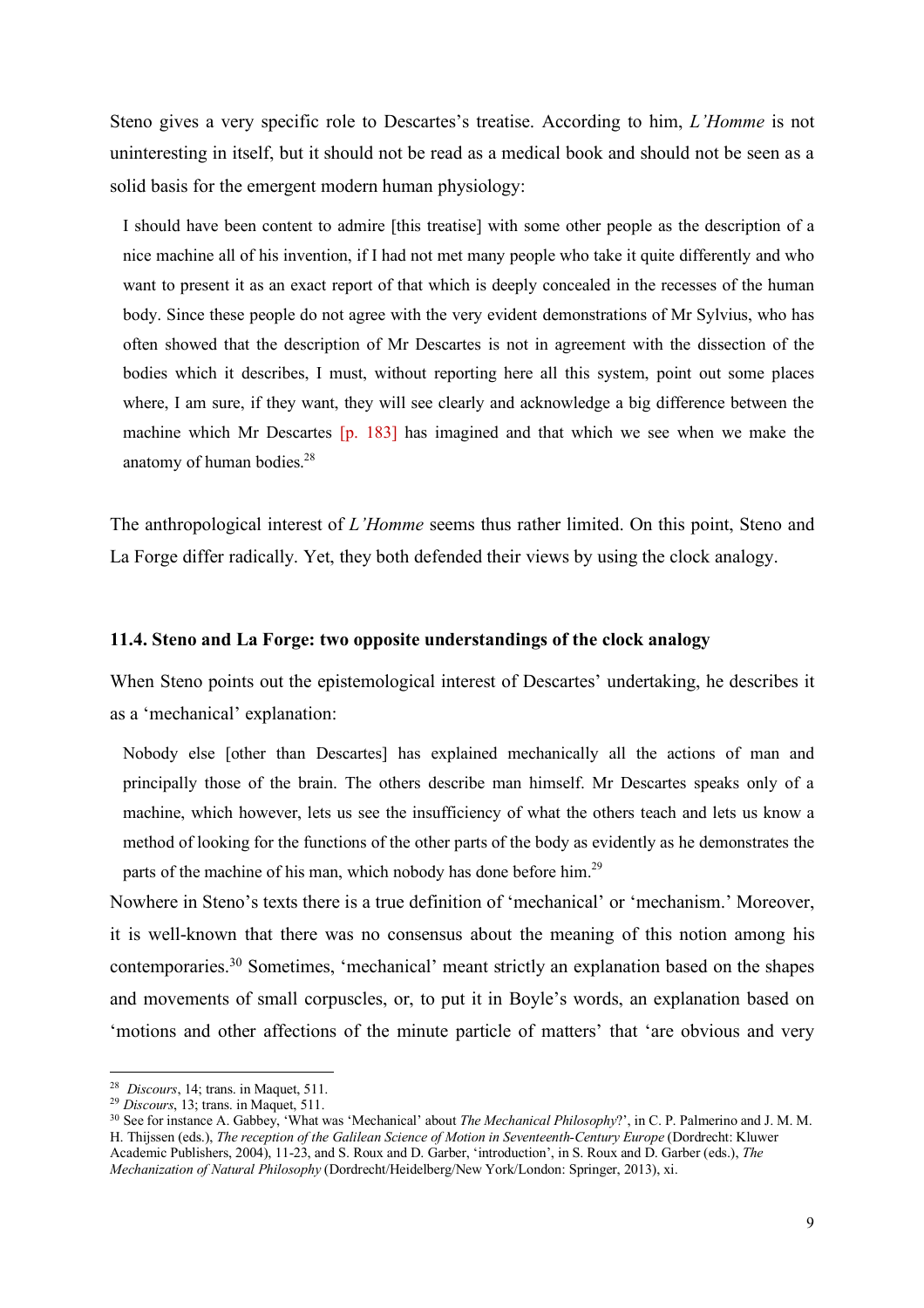Steno gives a very specific role to Descartes's treatise. According to him, *L'Homme* is not uninteresting in itself, but it should not be read as a medical book and should not be seen as a solid basis for the emergent modern human physiology:

> I should have been content to admire [this treatise] with some other people as the description of a nice machine all of his invention, if I had not met many people who take it quite differently and who want to present it as an exact report of that which is deeply concealed in the recesses of the human body. Since these people do not agree with the very evident demonstrations of Mr Sylvius, who has often showed that the description of Mr Descartes is not in agreement with the dissection of the bodies which it describes, I must, without reporting here all this system, point out some places where, I am sure, if they want, they will see clearly and acknowledge a big difference between the machine which Mr Descartes [p. 183] has imagined and that which we see when we make the anatomy of human bodies.[28]

The anthropological interest of *L'Homme* seems thus rather limited. On this point, Steno and La Forge differ radically. Yet, they both defended their views by using the clock analogy.

### 11.4. Steno and La Forge: two opposite understandings of the clock analogy

When Steno points out the epistemological interest of Descartes' undertaking, he describes it as a 'mechanical' explanation:

> Nobody else [other than Descartes] has explained mechanically all the actions of man and principally those of the brain. The others describe man himself. Mr Descartes speaks only of a machine, which however, lets us see the insufficiency of what the others teach and lets us know a method of looking for the functions of the other parts of the body as evidently as he demonstrates the parts of the machine of his man, which nobody has done before him.[29]

Nowhere in Steno's texts there is a true definition of 'mechanical' or 'mechanism.' Moreover, it is well-known that there was no consensus about the meaning of this notion among his contemporaries.[30] Sometimes, 'mechanical' meant strictly an explanation based on the shapes and movements of small corpuscles, or, to put it in Boyle's words, an explanation based on 'motions and other affections of the minute particle of matters' that 'are obvious and very

---

[28] *Discours*, 14; trans. in Maquet, 511.

[29] *Discours*, 13; trans. in Maquet, 511.

[30] See for instance A. Gabbey, 'What was 'Mechanical' about *The Mechanical Philosophy*?', in C. P. Palmerino and J. M. M. H. Thijssen (eds.), *The reception of the Galilean Science of Motion in Seventeenth-Century Europe* (Dordrecht: Kluwer Academic Publishers, 2004), 11-23, and S. Roux and D. Garber, 'introduction', in S. Roux and D. Garber (eds.), *The Mechanization of Natural Philosophy* (Dordrecht/Heidelberg/New York/London: Springer, 2013), xi.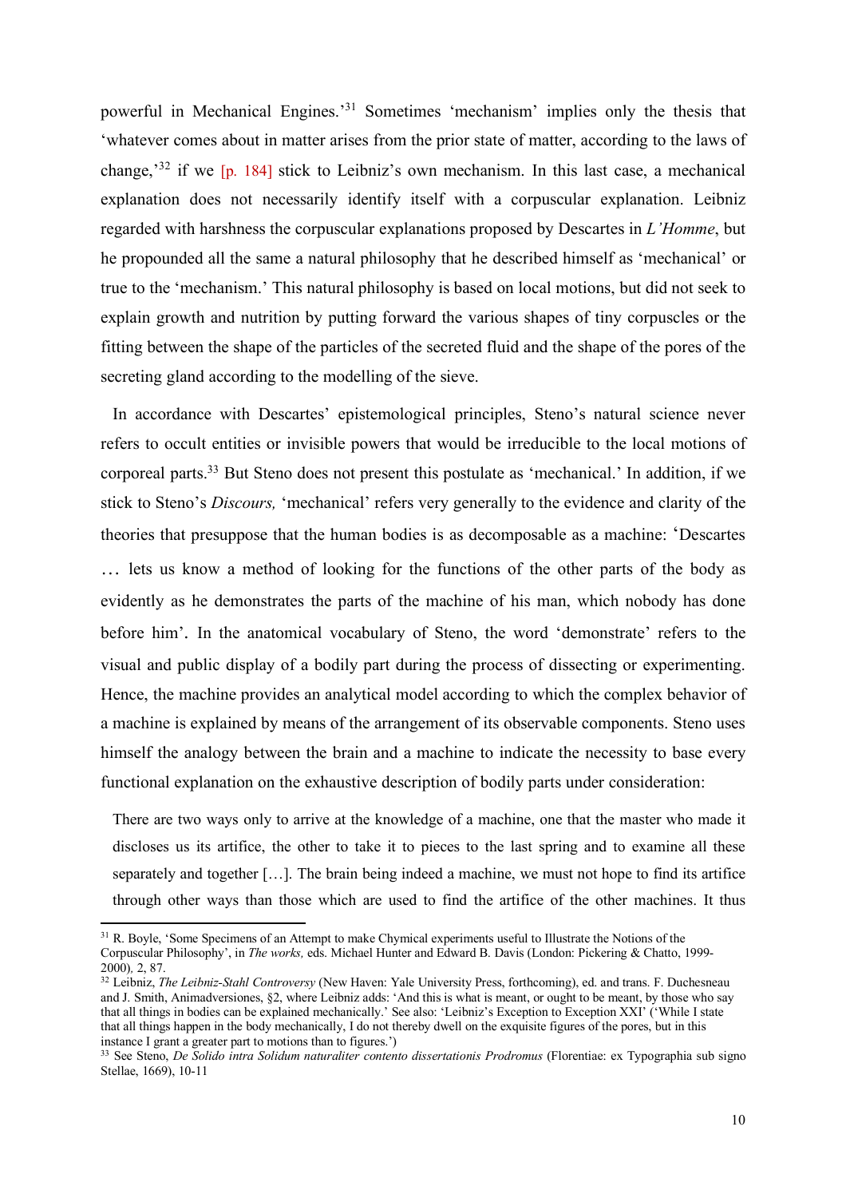powerful in Mechanical Engines.'[31] Sometimes 'mechanism' implies only the thesis that 'whatever comes about in matter arises from the prior state of matter, according to the laws of change,'[32] if we [p. 184] stick to Leibniz's own mechanism. In this last case, a mechanical explanation does not necessarily identify itself with a corpuscular explanation. Leibniz regarded with harshness the corpuscular explanations proposed by Descartes in *L'Homme*, but he propounded all the same a natural philosophy that he described himself as 'mechanical' or true to the 'mechanism.' This natural philosophy is based on local motions, but did not seek to explain growth and nutrition by putting forward the various shapes of tiny corpuscles or the fitting between the shape of the particles of the secreted fluid and the shape of the pores of the secreting gland according to the modelling of the sieve.

In accordance with Descartes' epistemological principles, Steno's natural science never refers to occult entities or invisible powers that would be irreducible to the local motions of corporeal parts.[33] But Steno does not present this postulate as 'mechanical.' In addition, if we stick to Steno's *Discours,* 'mechanical' refers very generally to the evidence and clarity of the theories that presuppose that the human bodies is as decomposable as a machine: 'Descartes … lets us know a method of looking for the functions of the other parts of the body as evidently as he demonstrates the parts of the machine of his man, which nobody has done before him'. In the anatomical vocabulary of Steno, the word 'demonstrate' refers to the visual and public display of a bodily part during the process of dissecting or experimenting. Hence, the machine provides an analytical model according to which the complex behavior of a machine is explained by means of the arrangement of its observable components. Steno uses himself the analogy between the brain and a machine to indicate the necessity to base every functional explanation on the exhaustive description of bodily parts under consideration:

> There are two ways only to arrive at the knowledge of a machine, one that the master who made it discloses us its artifice, the other to take it to pieces to the last spring and to examine all these separately and together […]. The brain being indeed a machine, we must not hope to find its artifice through other ways than those which are used to find the artifice of the other machines. It thus

---

[31] R. Boyle, 'Some Specimens of an Attempt to make Chymical experiments useful to Illustrate the Notions of the Corpuscular Philosophy', in *The works,* eds. Michael Hunter and Edward B. Davis (London: Pickering & Chatto, 1999-2000), 2, 87.

[32] Leibniz, *The Leibniz-Stahl Controversy* (New Haven: Yale University Press, forthcoming), ed. and trans. F. Duchesneau and J. Smith, Animadversiones, §2, where Leibniz adds: 'And this is what is meant, or ought to be meant, by those who say that all things in bodies can be explained mechanically.' See also: 'Leibniz's Exception to Exception XXI' ('While I state that all things happen in the body mechanically, I do not thereby dwell on the exquisite figures of the pores, but in this instance I grant a greater part to motions than to figures.')

[33] See Steno, *De Solido intra Solidum naturaliter contento dissertationis Prodromus* (Florentiae: ex Typographia sub signo Stellae, 1669), 10-11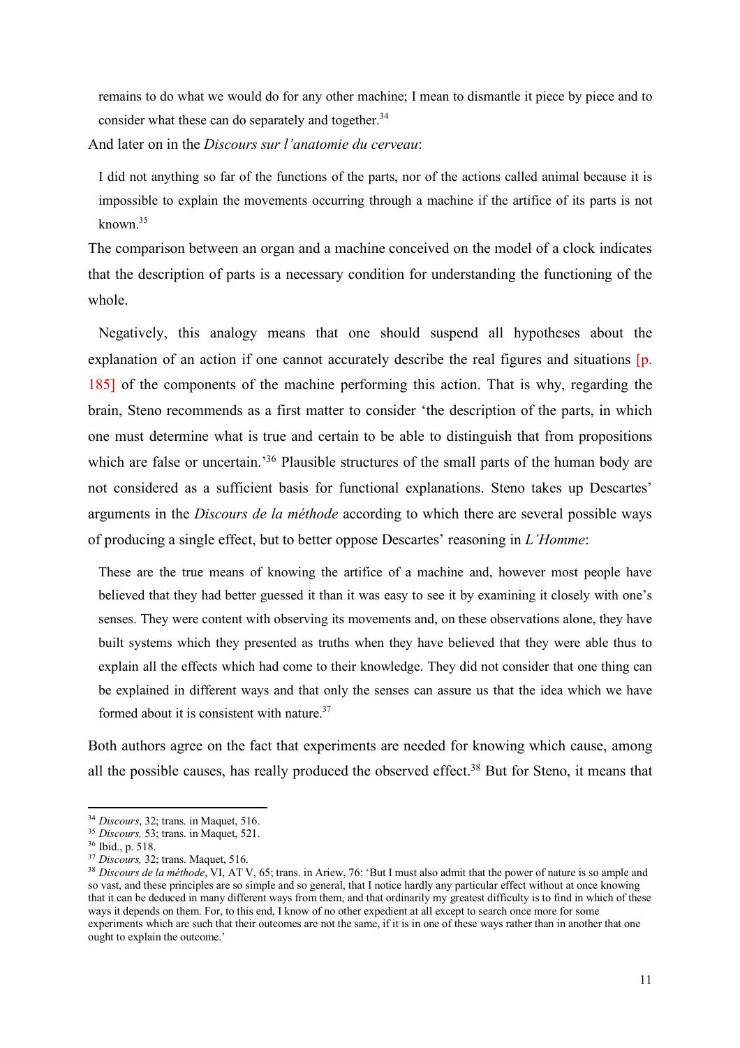remains to do what we would do for any other machine; I mean to dismantle it piece by piece and to consider what these can do separately and together.[34]

And later on in the *Discours sur l'anatomie du cerveau*:

> I did not anything so far of the functions of the parts, nor of the actions called animal because it is impossible to explain the movements occurring through a machine if the artifice of its parts is not known.[35]

The comparison between an organ and a machine conceived on the model of a clock indicates that the description of parts is a necessary condition for understanding the functioning of the whole.

Negatively, this analogy means that one should suspend all hypotheses about the explanation of an action if one cannot accurately describe the real figures and situations [p. 185] of the components of the machine performing this action. That is why, regarding the brain, Steno recommends as a first matter to consider 'the description of the parts, in which one must determine what is true and certain to be able to distinguish that from propositions which are false or uncertain.'[36] Plausible structures of the small parts of the human body are not considered as a sufficient basis for functional explanations. Steno takes up Descartes' arguments in the *Discours de la méthode* according to which there are several possible ways of producing a single effect, but to better oppose Descartes' reasoning in *L'Homme*:

> These are the true means of knowing the artifice of a machine and, however most people have believed that they had better guessed it than it was easy to see it by examining it closely with one's senses. They were content with observing its movements and, on these observations alone, they have built systems which they presented as truths when they have believed that they were able thus to explain all the effects which had come to their knowledge. They did not consider that one thing can be explained in different ways and that only the senses can assure us that the idea which we have formed about it is consistent with nature.[37]

Both authors agree on the fact that experiments are needed for knowing which cause, among all the possible causes, has really produced the observed effect.[38] But for Steno, it means that

---

[34] *Discours*, 32; trans. in Maquet, 516.

[35] *Discours,* 53; trans. in Maquet, 521.

[36] Ibid., p. 518.

[37] *Discours,* 32; trans. Maquet, 516.

[38] *Discours de la méthode*, VI, AT V, 65; trans. in Ariew, 76: 'But I must also admit that the power of nature is so ample and so vast, and these principles are so simple and so general, that I notice hardly any particular effect without at once knowing that it can be deduced in many different ways from them, and that ordinarily my greatest difficulty is to find in which of these ways it depends on them. For, to this end, I know of no other expedient at all except to search once more for some experiments which are such that their outcomes are not the same, if it is in one of these ways rather than in another that one ought to explain the outcome.'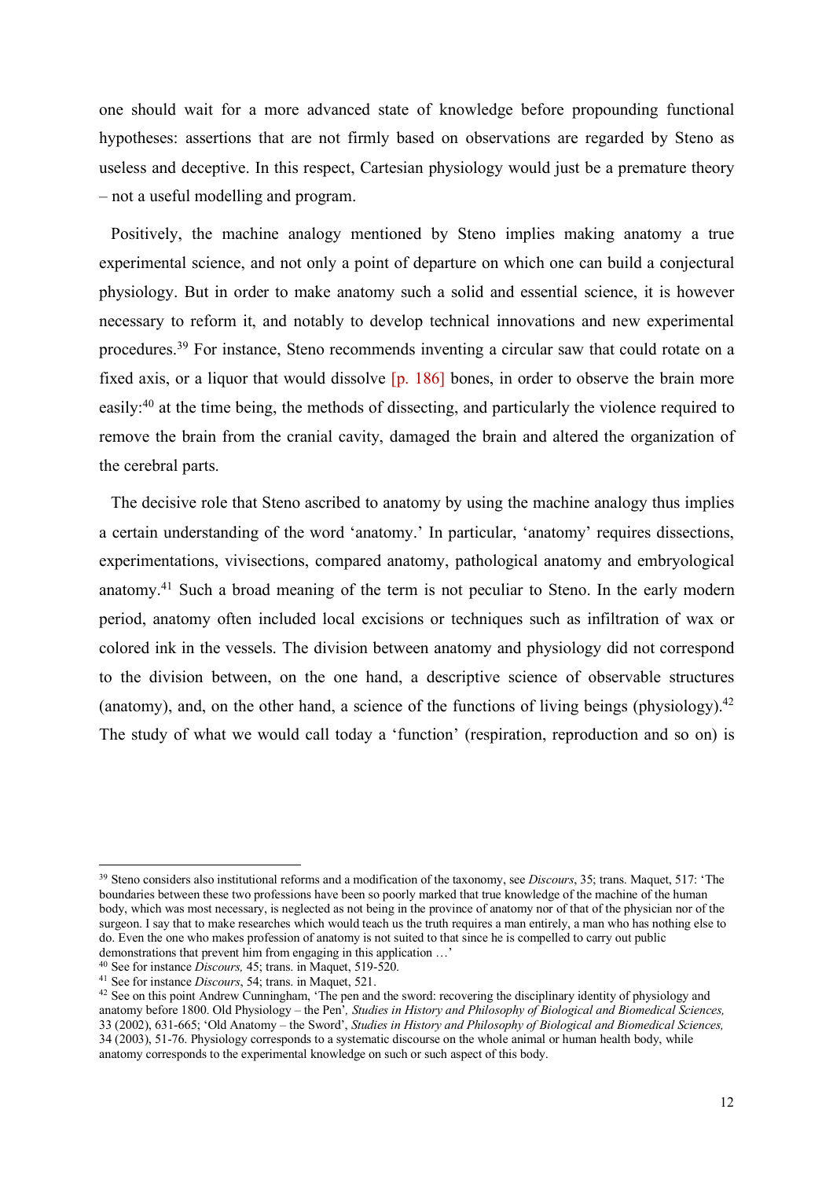one should wait for a more advanced state of knowledge before propounding functional hypotheses: assertions that are not firmly based on observations are regarded by Steno as useless and deceptive. In this respect, Cartesian physiology would just be a premature theory – not a useful modelling and program.

Positively, the machine analogy mentioned by Steno implies making anatomy a true experimental science, and not only a point of departure on which one can build a conjectural physiology. But in order to make anatomy such a solid and essential science, it is however necessary to reform it, and notably to develop technical innovations and new experimental procedures.[39] For instance, Steno recommends inventing a circular saw that could rotate on a fixed axis, or a liquor that would dissolve [p. 186] bones, in order to observe the brain more easily:[40] at the time being, the methods of dissecting, and particularly the violence required to remove the brain from the cranial cavity, damaged the brain and altered the organization of the cerebral parts.

The decisive role that Steno ascribed to anatomy by using the machine analogy thus implies a certain understanding of the word 'anatomy.' In particular, 'anatomy' requires dissections, experimentations, vivisections, compared anatomy, pathological anatomy and embryological anatomy.[41] Such a broad meaning of the term is not peculiar to Steno. In the early modern period, anatomy often included local excisions or techniques such as infiltration of wax or colored ink in the vessels. The division between anatomy and physiology did not correspond to the division between, on the one hand, a descriptive science of observable structures (anatomy), and, on the other hand, a science of the functions of living beings (physiology).[42] The study of what we would call today a 'function' (respiration, reproduction and so on) is

---

[39] Steno considers also institutional reforms and a modification of the taxonomy, see *Discours*, 35; trans. Maquet, 517: 'The boundaries between these two professions have been so poorly marked that true knowledge of the machine of the human body, which was most necessary, is neglected as not being in the province of anatomy nor of that of the physician nor of the surgeon. I say that to make researches which would teach us the truth requires a man entirely, a man who has nothing else to do. Even the one who makes profession of anatomy is not suited to that since he is compelled to carry out public demonstrations that prevent him from engaging in this application …'

[40] See for instance *Discours,* 45; trans. in Maquet, 519-520.

[41] See for instance *Discours*, 54; trans. in Maquet, 521.

[42] See on this point Andrew Cunningham, 'The pen and the sword: recovering the disciplinary identity of physiology and anatomy before 1800. Old Physiology – the Pen', *Studies in History and Philosophy of Biological and Biomedical Sciences,* 33 (2002), 631-665; 'Old Anatomy – the Sword', *Studies in History and Philosophy of Biological and Biomedical Sciences,* 34 (2003), 51-76. Physiology corresponds to a systematic discourse on the whole animal or human health body, while anatomy corresponds to the experimental knowledge on such or such aspect of this body.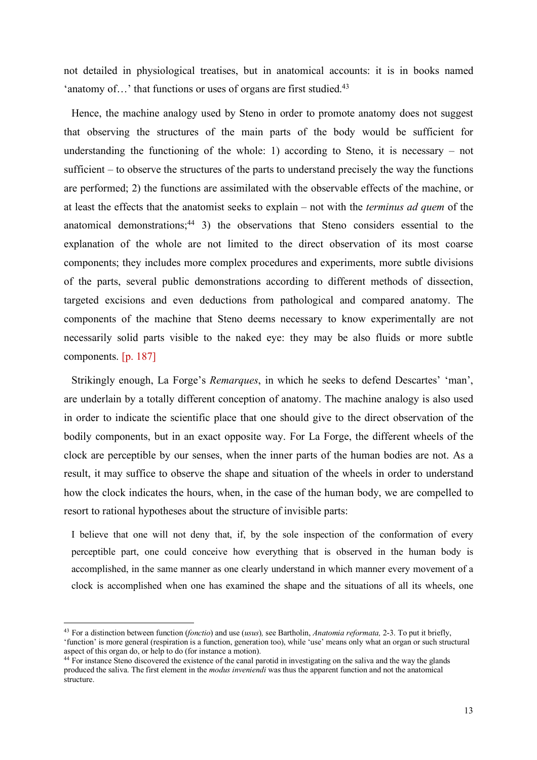not detailed in physiological treatises, but in anatomical accounts: it is in books named 'anatomy of…' that functions or uses of organs are first studied.[43]

Hence, the machine analogy used by Steno in order to promote anatomy does not suggest that observing the structures of the main parts of the body would be sufficient for understanding the functioning of the whole: 1) according to Steno, it is necessary – not sufficient – to observe the structures of the parts to understand precisely the way the functions are performed; 2) the functions are assimilated with the observable effects of the machine, or at least the effects that the anatomist seeks to explain – not with the *terminus ad quem* of the anatomical demonstrations;[44] 3) the observations that Steno considers essential to the explanation of the whole are not limited to the direct observation of its most coarse components; they includes more complex procedures and experiments, more subtle divisions of the parts, several public demonstrations according to different methods of dissection, targeted excisions and even deductions from pathological and compared anatomy. The components of the machine that Steno deems necessary to know experimentally are not necessarily solid parts visible to the naked eye: they may be also fluids or more subtle components. [p. 187]

Strikingly enough, La Forge's *Remarques*, in which he seeks to defend Descartes' 'man', are underlain by a totally different conception of anatomy. The machine analogy is also used in order to indicate the scientific place that one should give to the direct observation of the bodily components, but in an exact opposite way. For La Forge, the different wheels of the clock are perceptible by our senses, when the inner parts of the human bodies are not. As a result, it may suffice to observe the shape and situation of the wheels in order to understand how the clock indicates the hours, when, in the case of the human body, we are compelled to resort to rational hypotheses about the structure of invisible parts:

> I believe that one will not deny that, if, by the sole inspection of the conformation of every perceptible part, one could conceive how everything that is observed in the human body is accomplished, in the same manner as one clearly understand in which manner every movement of a clock is accomplished when one has examined the shape and the situations of all its wheels, one

---

[43] For a distinction between function (*fonctio*) and use (*usus*), see Bartholin, *Anatomia reformata,* 2-3. To put it briefly, 'function' is more general (respiration is a function, generation too), while 'use' means only what an organ or such structural aspect of this organ do, or help to do (for instance a motion).

[44] For instance Steno discovered the existence of the canal parotid in investigating on the saliva and the way the glands produced the saliva. The first element in the *modus inveniendi* was thus the apparent function and not the anatomical structure.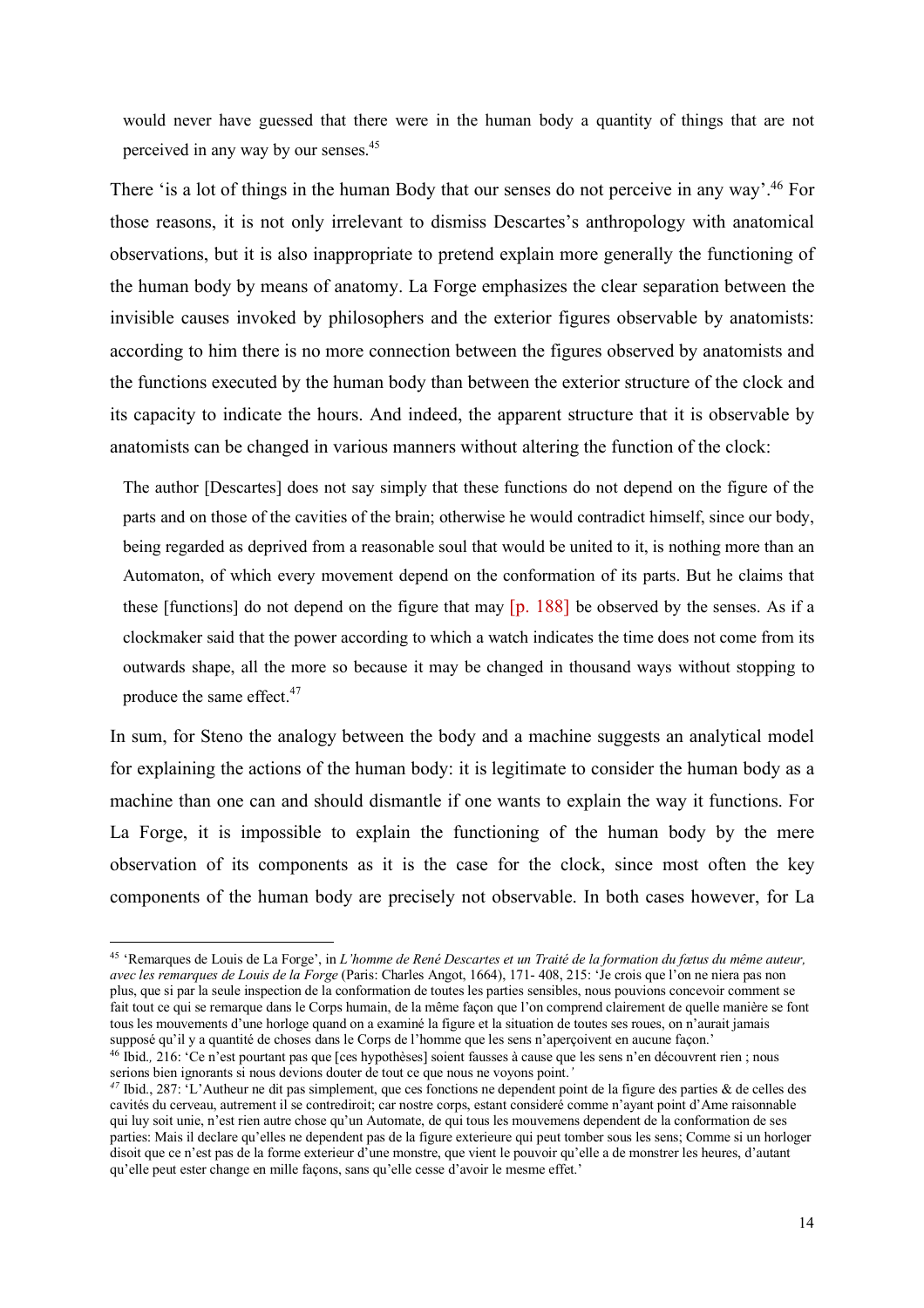> would never have guessed that there were in the human body a quantity of things that are not perceived in any way by our senses.[45]

There 'is a lot of things in the human Body that our senses do not perceive in any way'.[46] For those reasons, it is not only irrelevant to dismiss Descartes's anthropology with anatomical observations, but it is also inappropriate to pretend explain more generally the functioning of the human body by means of anatomy. La Forge emphasizes the clear separation between the invisible causes invoked by philosophers and the exterior figures observable by anatomists: according to him there is no more connection between the figures observed by anatomists and the functions executed by the human body than between the exterior structure of the clock and its capacity to indicate the hours. And indeed, the apparent structure that it is observable by anatomists can be changed in various manners without altering the function of the clock:

> The author [Descartes] does not say simply that these functions do not depend on the figure of the parts and on those of the cavities of the brain; otherwise he would contradict himself, since our body, being regarded as deprived from a reasonable soul that would be united to it, is nothing more than an Automaton, of which every movement depend on the conformation of its parts. But he claims that these [functions] do not depend on the figure that may [p. 188] be observed by the senses. As if a clockmaker said that the power according to which a watch indicates the time does not come from its outwards shape, all the more so because it may be changed in thousand ways without stopping to produce the same effect.[47]

In sum, for Steno the analogy between the body and a machine suggests an analytical model for explaining the actions of the human body: it is legitimate to consider the human body as a machine than one can and should dismantle if one wants to explain the way it functions. For La Forge, it is impossible to explain the functioning of the human body by the mere observation of its components as it is the case for the clock, since most often the key components of the human body are precisely not observable. In both cases however, for La

---

[45] 'Remarques de Louis de La Forge', in *L'homme de René Descartes et un Traité de la formation du fœtus du même auteur, avec les remarques de Louis de la Forge* (Paris: Charles Angot, 1664), 171- 408, 215: 'Je crois que l'on ne niera pas non plus, que si par la seule inspection de la conformation de toutes les parties sensibles, nous pouvions concevoir comment se fait tout ce qui se remarque dans le Corps humain, de la même façon que l'on comprend clairement de quelle manière se font tous les mouvements d'une horloge quand on a examiné la figure et la situation de toutes ses roues, on n'aurait jamais supposé qu'il y a quantité de choses dans le Corps de l'homme que les sens n'aperçoivent en aucune façon.'

[46] Ibid., 216: 'Ce n'est pourtant pas que [ces hypothèses] soient fausses à cause que les sens n'en découvrent rien ; nous serions bien ignorants si nous devions douter de tout ce que nous ne voyons point.'

[47] Ibid., 287: 'L'Autheur ne dit pas simplement, que ces fonctions ne dependent point de la figure des parties & de celles des cavités du cerveau, autrement il se contrediroit; car nostre corps, estant consideré comme n'ayant point d'Ame raisonnable qui luy soit unie, n'est rien autre chose qu'un Automate, de qui tous les mouvemens dependent de la conformation de ses parties: Mais il declare qu'elles ne dependent pas de la figure exterieure qui peut tomber sous les sens; Comme si un horloger disoit que ce n'est pas de la forme exterieur d'une monstre, que vient le pouvoir qu'elle a de monstrer les heures, d'autant qu'elle peut ester change en mille façons, sans qu'elle cesse d'avoir le mesme effet.'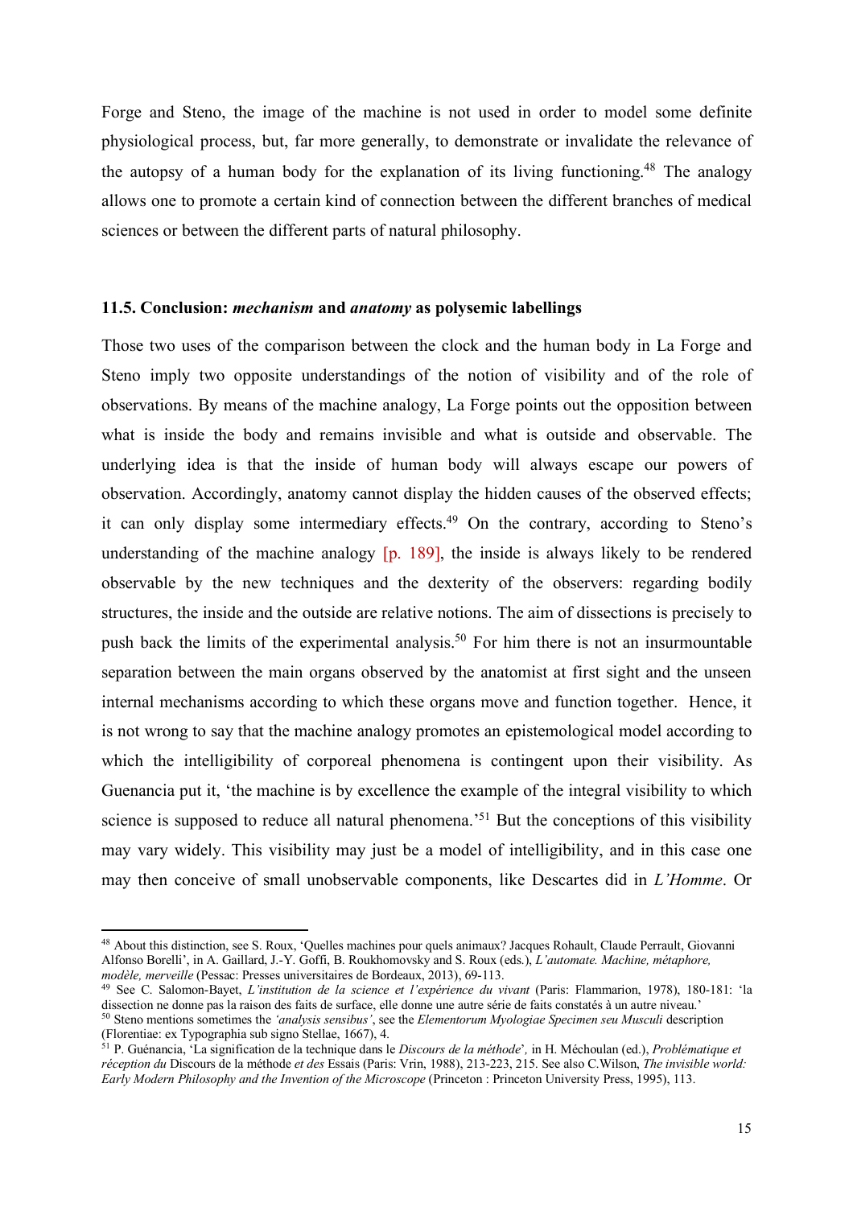Forge and Steno, the image of the machine is not used in order to model some definite physiological process, but, far more generally, to demonstrate or invalidate the relevance of the autopsy of a human body for the explanation of its living functioning.[48] The analogy allows one to promote a certain kind of connection between the different branches of medical sciences or between the different parts of natural philosophy.

### 11.5. Conclusion: *mechanism* and *anatomy* as polysemic labellings

Those two uses of the comparison between the clock and the human body in La Forge and Steno imply two opposite understandings of the notion of visibility and of the role of observations. By means of the machine analogy, La Forge points out the opposition between what is inside the body and remains invisible and what is outside and observable. The underlying idea is that the inside of human body will always escape our powers of observation. Accordingly, anatomy cannot display the hidden causes of the observed effects; it can only display some intermediary effects.[49] On the contrary, according to Steno's understanding of the machine analogy [p. 189], the inside is always likely to be rendered observable by the new techniques and the dexterity of the observers: regarding bodily structures, the inside and the outside are relative notions. The aim of dissections is precisely to push back the limits of the experimental analysis.[50] For him there is not an insurmountable separation between the main organs observed by the anatomist at first sight and the unseen internal mechanisms according to which these organs move and function together. Hence, it is not wrong to say that the machine analogy promotes an epistemological model according to which the intelligibility of corporeal phenomena is contingent upon their visibility. As Guenancia put it, 'the machine is by excellence the example of the integral visibility to which science is supposed to reduce all natural phenomena.'[51] But the conceptions of this visibility may vary widely. This visibility may just be a model of intelligibility, and in this case one may then conceive of small unobservable components, like Descartes did in *L'Homme*. Or

---

[48] About this distinction, see S. Roux, 'Quelles machines pour quels animaux? Jacques Rohault, Claude Perrault, Giovanni Alfonso Borelli', in A. Gaillard, J.-Y. Goffi, B. Roukhomovsky and S. Roux (eds.), *L'automate. Machine, métaphore, modèle, merveille* (Pessac: Presses universitaires de Bordeaux, 2013), 69-113.

[49] See C. Salomon-Bayet, *L'institution de la science et l'expérience du vivant* (Paris: Flammarion, 1978), 180-181: 'la dissection ne donne pas la raison des faits de surface, elle donne une autre série de faits constatés à un autre niveau.'

[50] Steno mentions sometimes the *'analysis sensibus'*, see the *Elementorum Myologiae Specimen seu Musculi* description (Florentiae: ex Typographia sub signo Stellae, 1667), 4.

[51] P. Guénancia, 'La signification de la technique dans le *Discours de la méthode*', in H. Méchoulan (ed.), *Problématique et réception du* Discours de la méthode *et des* Essais (Paris: Vrin, 1988), 213-223, 215. See also C.Wilson, *The invisible world: Early Modern Philosophy and the Invention of the Microscope* (Princeton : Princeton University Press, 1995), 113.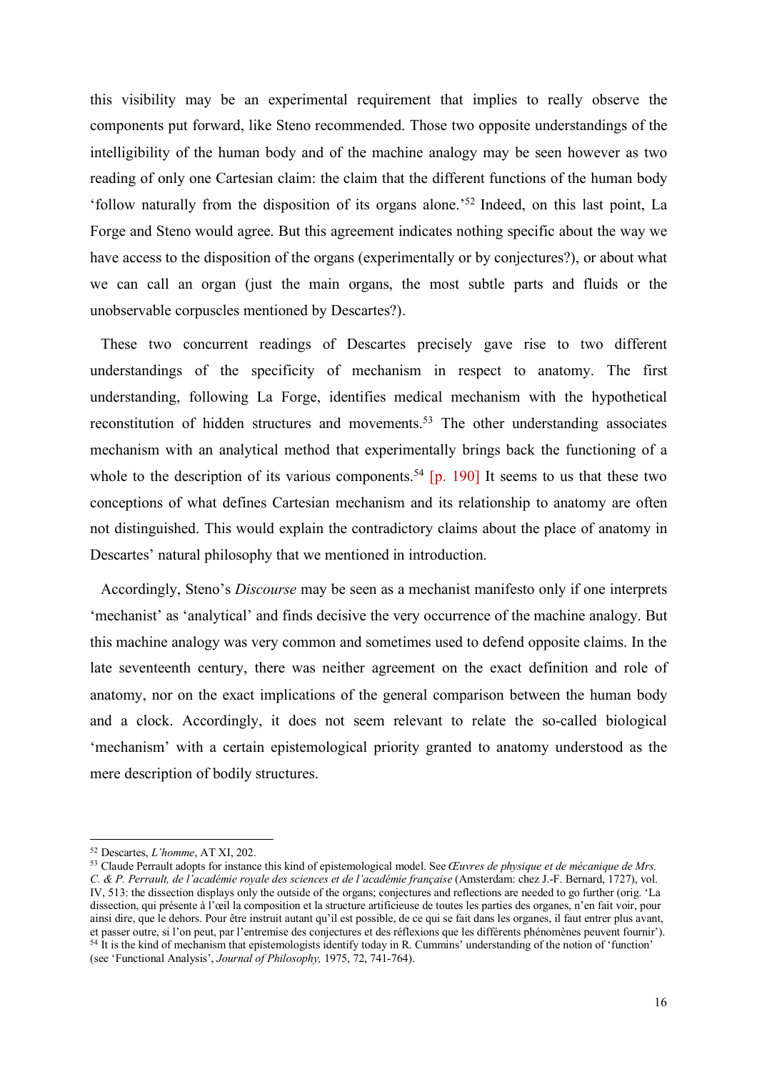this visibility may be an experimental requirement that implies to really observe the components put forward, like Steno recommended. Those two opposite understandings of the intelligibility of the human body and of the machine analogy may be seen however as two reading of only one Cartesian claim: the claim that the different functions of the human body 'follow naturally from the disposition of its organs alone.'[52] Indeed, on this last point, La Forge and Steno would agree. But this agreement indicates nothing specific about the way we have access to the disposition of the organs (experimentally or by conjectures?), or about what we can call an organ (just the main organs, the most subtle parts and fluids or the unobservable corpuscles mentioned by Descartes?).

These two concurrent readings of Descartes precisely gave rise to two different understandings of the specificity of mechanism in respect to anatomy. The first understanding, following La Forge, identifies medical mechanism with the hypothetical reconstitution of hidden structures and movements.[53] The other understanding associates mechanism with an analytical method that experimentally brings back the functioning of a whole to the description of its various components.[54] [p. 190] It seems to us that these two conceptions of what defines Cartesian mechanism and its relationship to anatomy are often not distinguished. This would explain the contradictory claims about the place of anatomy in Descartes' natural philosophy that we mentioned in introduction.

Accordingly, Steno's *Discourse* may be seen as a mechanist manifesto only if one interprets 'mechanist' as 'analytical' and finds decisive the very occurrence of the machine analogy. But this machine analogy was very common and sometimes used to defend opposite claims. In the late seventeenth century, there was neither agreement on the exact definition and role of anatomy, nor on the exact implications of the general comparison between the human body and a clock. Accordingly, it does not seem relevant to relate the so-called biological 'mechanism' with a certain epistemological priority granted to anatomy understood as the mere description of bodily structures.

---

[52] Descartes, *L'homme*, AT XI, 202.

[53] Claude Perrault adopts for instance this kind of epistemological model. See *Œuvres de physique et de mécanique de Mrs. C. & P. Perrault, de l'académie royale des sciences et de l'académie française* (Amsterdam: chez J.-F. Bernard, 1727), vol. IV, 513: the dissection displays only the outside of the organs; conjectures and reflections are needed to go further (orig. 'La dissection, qui présente à l'œil la composition et la structure artificieuse de toutes les parties des organes, n'en fait voir, pour ainsi dire, que le dehors. Pour être instruit autant qu'il est possible, de ce qui se fait dans les organes, il faut entrer plus avant, et passer outre, si l'on peut, par l'entremise des conjectures et des réflexions que les différents phénomènes peuvent fournir').

[54] It is the kind of mechanism that epistemologists identify today in R. Cummins' understanding of the notion of 'function' (see 'Functional Analysis', *Journal of Philosophy,* 1975, 72, 741-764).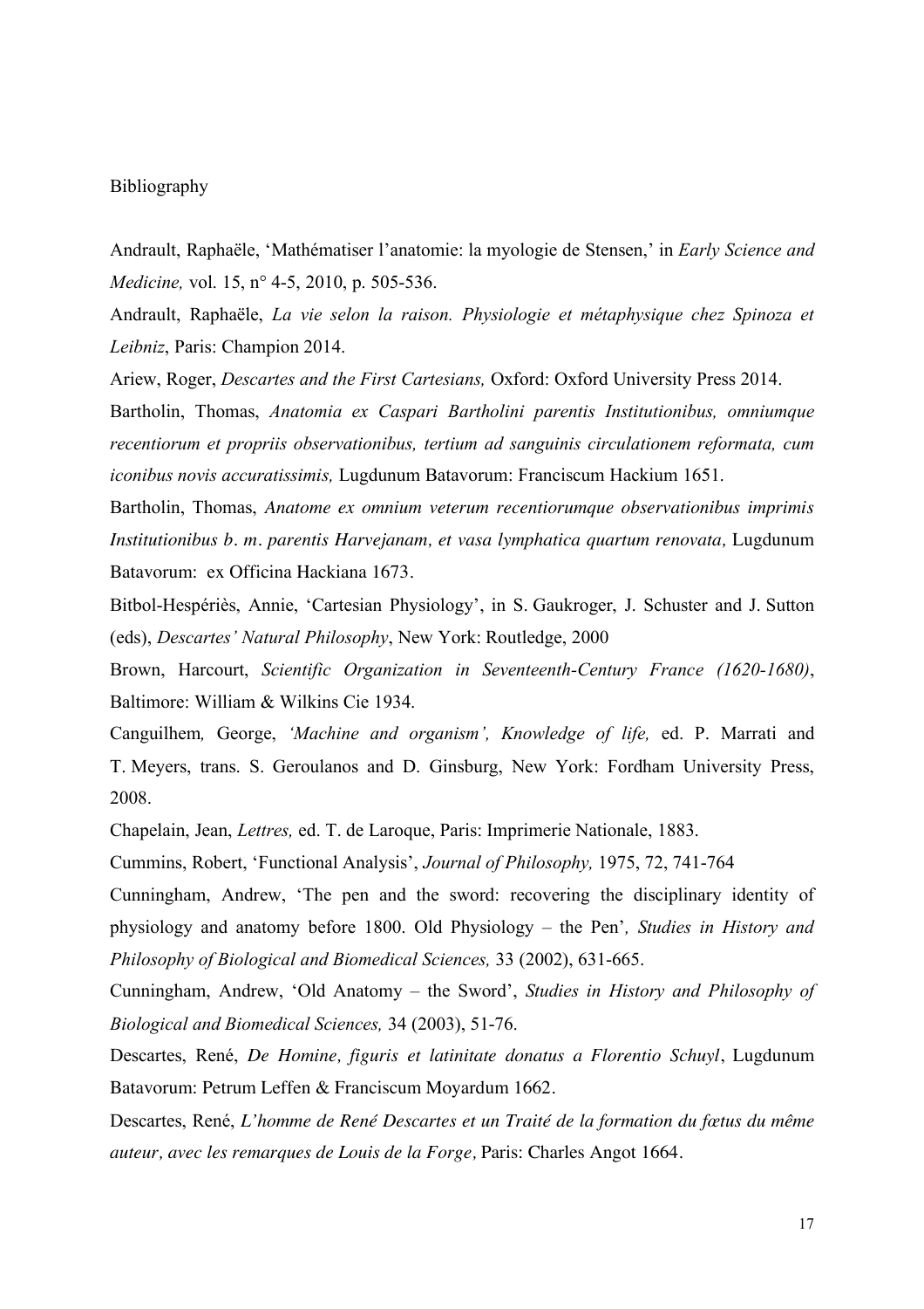Bibliography

Andrault, Raphaële, 'Mathématiser l'anatomie: la myologie de Stensen,' in *Early Science and Medicine,* vol. 15, n° 4-5, 2010, p. 505-536.

Andrault, Raphaële, *La vie selon la raison. Physiologie et métaphysique chez Spinoza et Leibniz*, Paris: Champion 2014.

Ariew, Roger, *Descartes and the First Cartesians,* Oxford: Oxford University Press 2014.

Bartholin, Thomas, *Anatomia ex Caspari Bartholini parentis Institutionibus, omniumque recentiorum et propriis observationibus, tertium ad sanguinis circulationem reformata, cum iconibus novis accuratissimis,* Lugdunum Batavorum: Franciscum Hackium 1651.

Bartholin, Thomas, *Anatome ex omnium veterum recentiorumque observationibus imprimis Institutionibus b. m. parentis Harvejanam, et vasa lymphatica quartum renovata*, Lugdunum Batavorum: ex Officina Hackiana 1673.

Bitbol-Hespériès, Annie, 'Cartesian Physiology', in S. Gaukroger, J. Schuster and J. Sutton (eds), *Descartes' Natural Philosophy*, New York: Routledge, 2000

Brown, Harcourt, *Scientific Organization in Seventeenth-Century France (1620-1680)*, Baltimore: William & Wilkins Cie 1934.

Canguilhem, George, *'Machine and organism', Knowledge of life,* ed. P. Marrati and T. Meyers, trans. S. Geroulanos and D. Ginsburg, New York: Fordham University Press, 2008.

Chapelain, Jean, *Lettres,* ed. T. de Laroque, Paris: Imprimerie Nationale, 1883.

Cummins, Robert, 'Functional Analysis', *Journal of Philosophy,* 1975, 72, 741-764

Cunningham, Andrew, 'The pen and the sword: recovering the disciplinary identity of physiology and anatomy before 1800. Old Physiology – the Pen'*, Studies in History and Philosophy of Biological and Biomedical Sciences,* 33 (2002), 631-665.

Cunningham, Andrew, 'Old Anatomy – the Sword', *Studies in History and Philosophy of Biological and Biomedical Sciences,* 34 (2003), 51-76.

Descartes, René, *De Homine, figuris et latinitate donatus a Florentio Schuyl*, Lugdunum Batavorum: Petrum Leffen & Franciscum Moyardum 1662.

Descartes, René, *L'homme de René Descartes et un Traité de la formation du fœtus du même auteur, avec les remarques de Louis de la Forge*, Paris: Charles Angot 1664.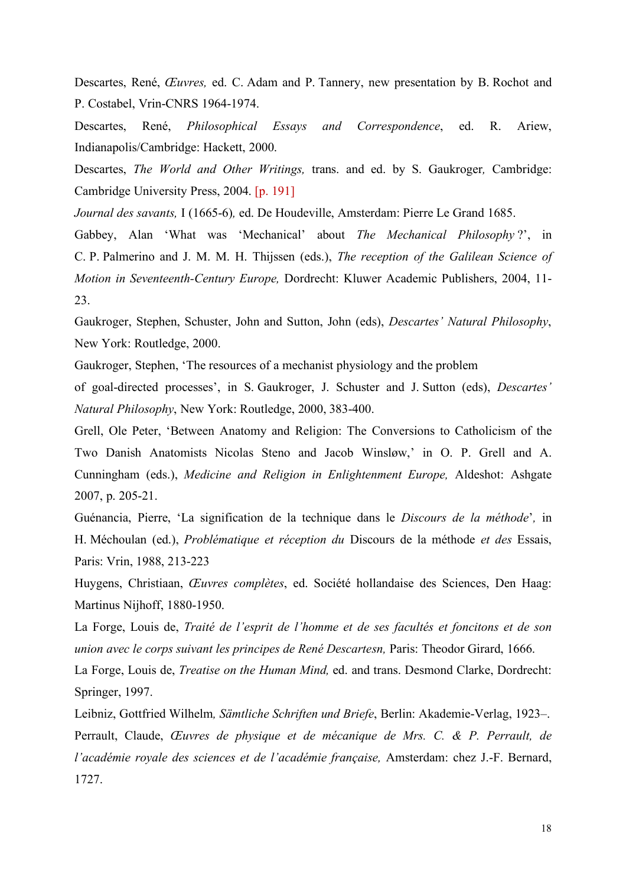Descartes, René, *Œuvres,* ed. C. Adam and P. Tannery, new presentation by B. Rochot and P. Costabel, Vrin-CNRS 1964-1974.

Descartes, René, *Philosophical Essays and Correspondence*, ed. R. Ariew, Indianapolis/Cambridge: Hackett, 2000.

Descartes, *The World and Other Writings,* trans. and ed. by S. Gaukroger*,* Cambridge: Cambridge University Press, 2004. [p. 191]

*Journal des savants,* I (1665-6)*,* ed. De Houdeville, Amsterdam: Pierre Le Grand 1685.

Gabbey, Alan 'What was 'Mechanical' about *The Mechanical Philosophy*?', in C. P. Palmerino and J. M. M. H. Thijssen (eds.), *The reception of the Galilean Science of Motion in Seventeenth-Century Europe,* Dordrecht: Kluwer Academic Publishers, 2004, 11-23.

Gaukroger, Stephen, Schuster, John and Sutton, John (eds), *Descartes' Natural Philosophy*, New York: Routledge, 2000.

Gaukroger, Stephen, 'The resources of a mechanist physiology and the problem of goal-directed processes', in S. Gaukroger, J. Schuster and J. Sutton (eds), *Descartes' Natural Philosophy*, New York: Routledge, 2000, 383-400.

Grell, Ole Peter, 'Between Anatomy and Religion: The Conversions to Catholicism of the Two Danish Anatomists Nicolas Steno and Jacob Winsløw,' in O. P. Grell and A. Cunningham (eds.), *Medicine and Religion in Enlightenment Europe,* Aldeshot: Ashgate 2007, p. 205-21.

Guénancia, Pierre, 'La signification de la technique dans le *Discours de la méthode*'*,* in H. Méchoulan (ed.), *Problématique et réception du* Discours de la méthode *et des* Essais, Paris: Vrin, 1988, 213-223

Huygens, Christiaan, *Œuvres complètes*, ed. Société hollandaise des Sciences, Den Haag: Martinus Nijhoff, 1880-1950.

La Forge, Louis de, *Traité de l'esprit de l'homme et de ses facultés et foncitons et de son union avec le corps suivant les principes de René Descartesn,* Paris: Theodor Girard, 1666.

La Forge, Louis de, *Treatise on the Human Mind,* ed. and trans. Desmond Clarke, Dordrecht: Springer, 1997.

Leibniz, Gottfried Wilhelm*, Sämtliche Schriften und Briefe*, Berlin: Akademie-Verlag, 1923–.

Perrault, Claude, *Œuvres de physique et de mécanique de Mrs. C. & P. Perrault, de l'académie royale des sciences et de l'académie française,* Amsterdam: chez J.-F. Bernard, 1727.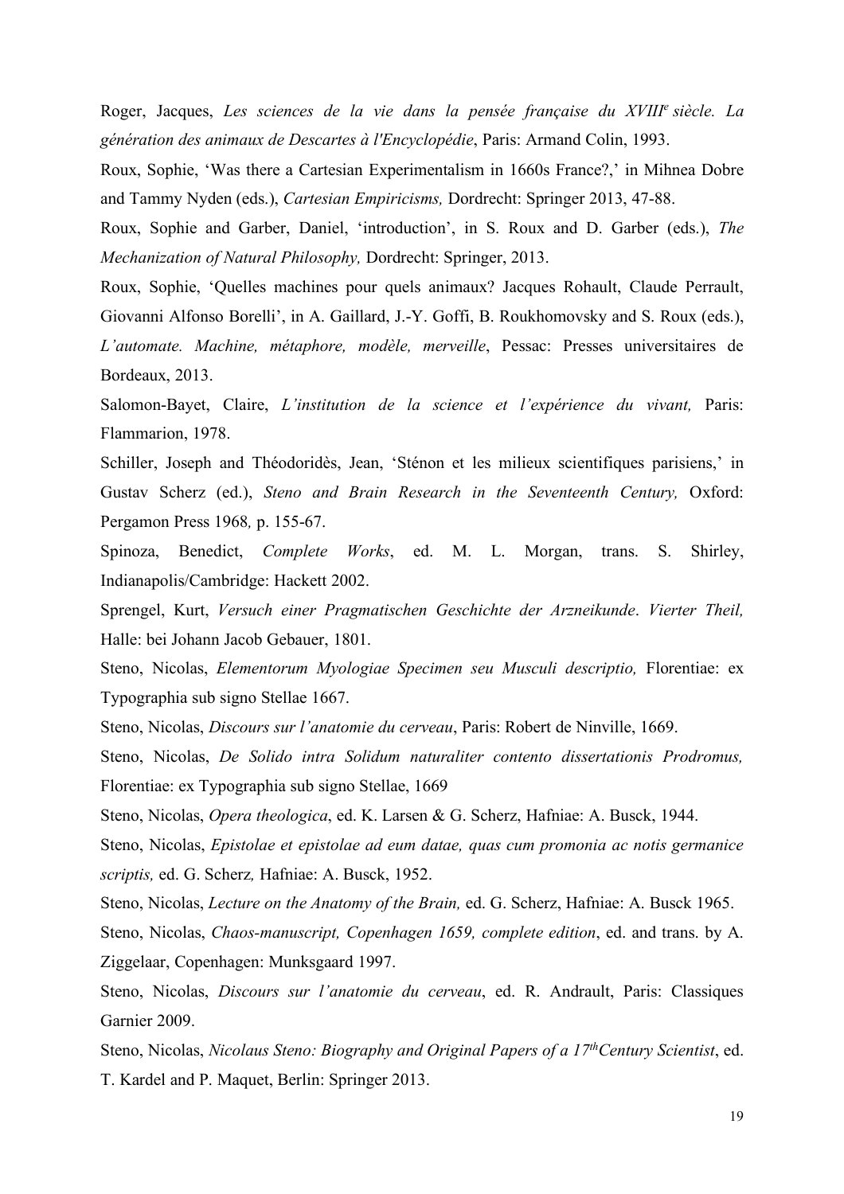Roger, Jacques, *Les sciences de la vie dans la pensée française du XVIII[e] siècle. La génération des animaux de Descartes à l'Encyclopédie*, Paris: Armand Colin, 1993.

Roux, Sophie, 'Was there a Cartesian Experimentalism in 1660s France?,' in Mihnea Dobre and Tammy Nyden (eds.), *Cartesian Empiricisms,* Dordrecht: Springer 2013, 47-88.

Roux, Sophie and Garber, Daniel, 'introduction', in S. Roux and D. Garber (eds.), *The Mechanization of Natural Philosophy,* Dordrecht: Springer, 2013.

Roux, Sophie, 'Quelles machines pour quels animaux? Jacques Rohault, Claude Perrault, Giovanni Alfonso Borelli', in A. Gaillard, J.-Y. Goffi, B. Roukhomovsky and S. Roux (eds.), *L'automate. Machine, métaphore, modèle, merveille*, Pessac: Presses universitaires de Bordeaux, 2013.

Salomon-Bayet, Claire, *L'institution de la science et l'expérience du vivant,* Paris: Flammarion, 1978.

Schiller, Joseph and Théodoridès, Jean, 'Sténon et les milieux scientifiques parisiens,' in Gustav Scherz (ed.), *Steno and Brain Research in the Seventeenth Century,* Oxford: Pergamon Press 1968*,* p. 155-67.

Spinoza, Benedict, *Complete Works*, ed. M. L. Morgan, trans. S. Shirley, Indianapolis/Cambridge: Hackett 2002.

Sprengel, Kurt, *Versuch einer Pragmatischen Geschichte der Arzneikunde*. *Vierter Theil,* Halle: bei Johann Jacob Gebauer, 1801.

Steno, Nicolas, *Elementorum Myologiae Specimen seu Musculi descriptio,* Florentiae: ex Typographia sub signo Stellae 1667.

Steno, Nicolas, *Discours sur l'anatomie du cerveau*, Paris: Robert de Ninville, 1669.

Steno, Nicolas, *De Solido intra Solidum naturaliter contento dissertationis Prodromus,* Florentiae: ex Typographia sub signo Stellae, 1669

Steno, Nicolas, *Opera theologica*, ed. K. Larsen & G. Scherz, Hafniae: A. Busck, 1944.

Steno, Nicolas, *Epistolae et epistolae ad eum datae, quas cum promonia ac notis germanice scriptis,* ed. G. Scherz*,* Hafniae: A. Busck, 1952.

Steno, Nicolas, *Lecture on the Anatomy of the Brain,* ed. G. Scherz, Hafniae: A. Busck 1965.

Steno, Nicolas, *Chaos-manuscript, Copenhagen 1659, complete edition*, ed. and trans. by A. Ziggelaar, Copenhagen: Munksgaard 1997.

Steno, Nicolas, *Discours sur l'anatomie du cerveau*, ed. R. Andrault, Paris: Classiques Garnier 2009.

Steno, Nicolas, *Nicolaus Steno: Biography and Original Papers of a 17[th]Century Scientist*, ed. T. Kardel and P. Maquet, Berlin: Springer 2013.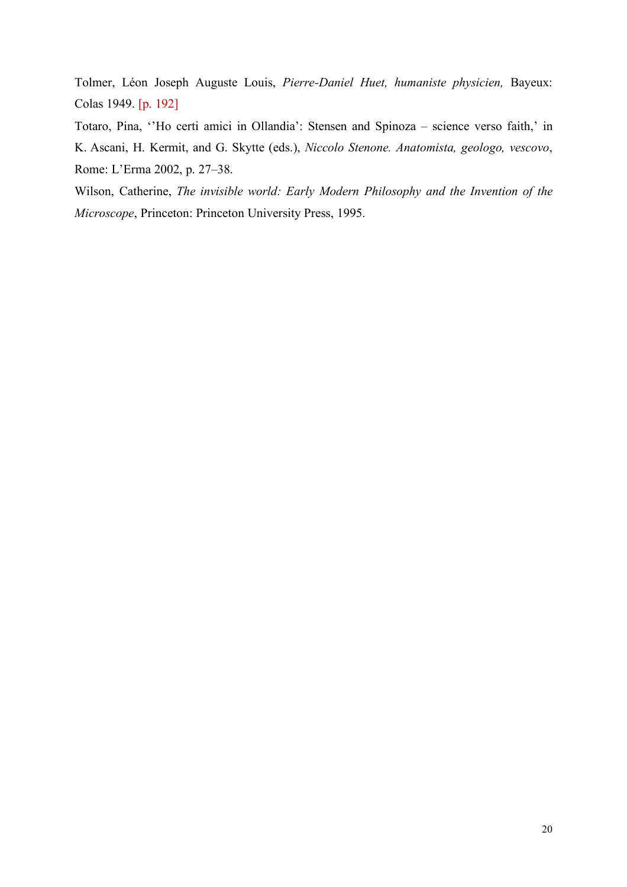Tolmer, Léon Joseph Auguste Louis, *Pierre-Daniel Huet, humaniste physicien,* Bayeux: Colas 1949. [p. 192]

Totaro, Pina, ‘’Ho certi amici in Ollandia’: Stensen and Spinoza – science verso faith,’ in K. Ascani, H. Kermit, and G. Skytte (eds.), *Niccolo Stenone. Anatomista, geologo, vescovo*, Rome: L’Erma 2002, p. 27–38.

Wilson, Catherine, *The invisible world: Early Modern Philosophy and the Invention of the Microscope*, Princeton: Princeton University Press, 1995.